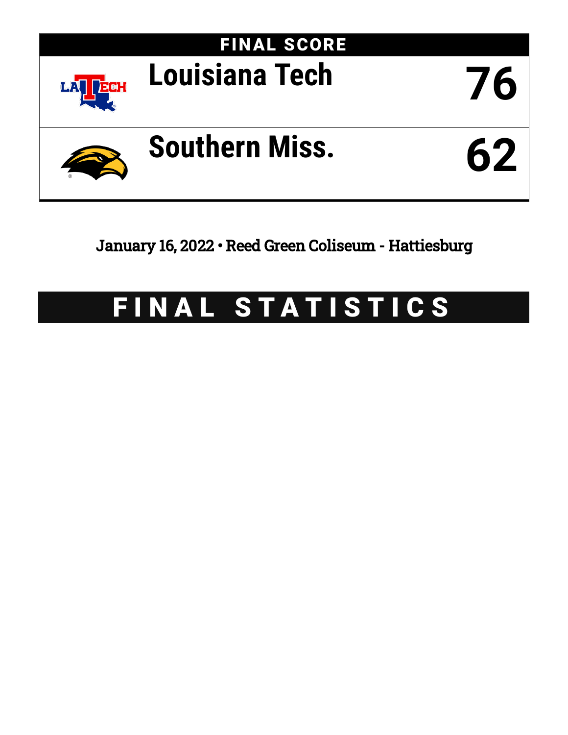## FINAL SCORE

| Team | Score |
|---|---|
| Louisiana Tech | 76 |
| Southern Miss. | 62 |

January 16, 2022 • Reed Green Coliseum - Hattiesburg

# FINAL STATISTICS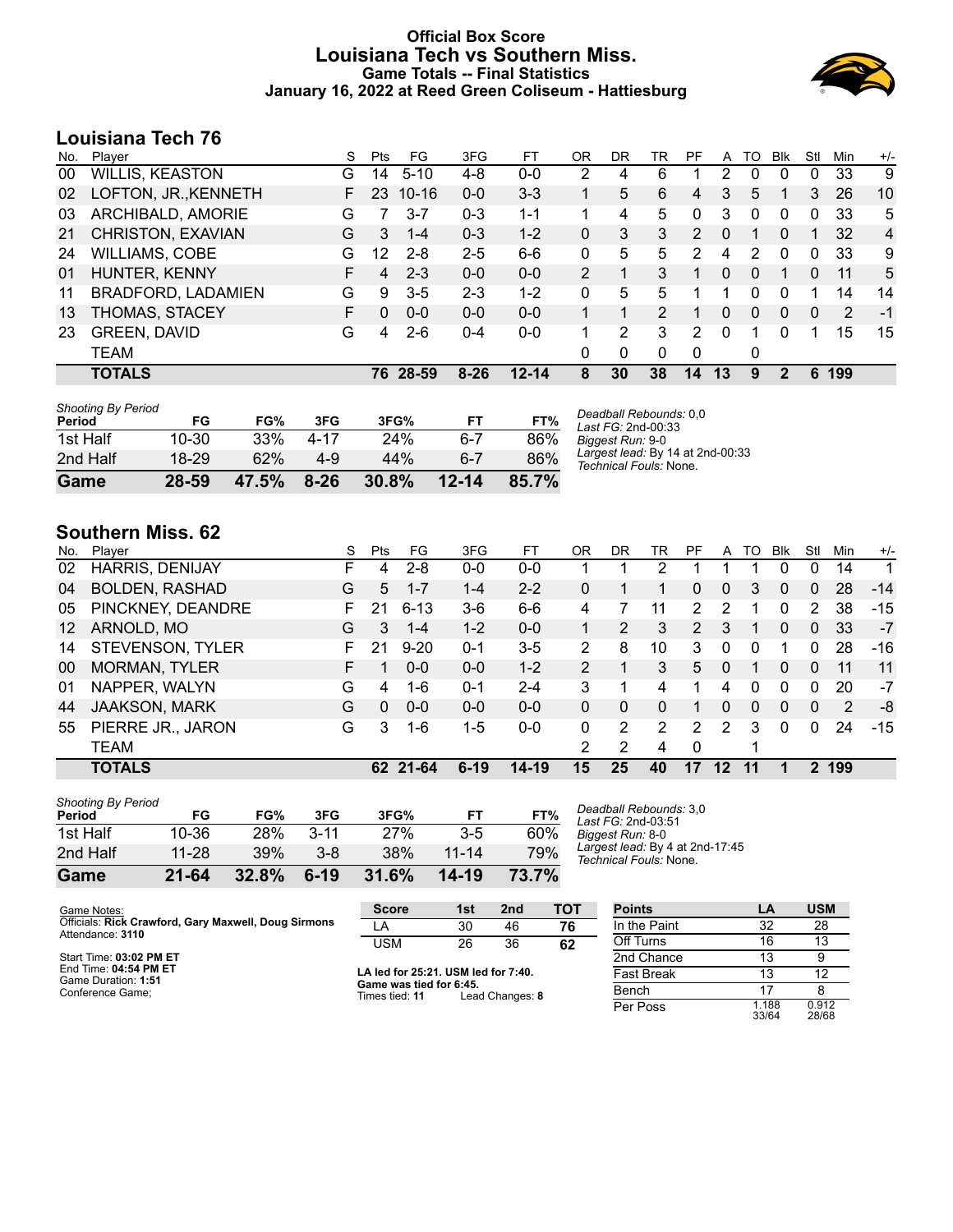# Official Box Score
## Louisiana Tech vs Southern Miss.
### Game Totals -- Final Statistics
### January 16, 2022 at Reed Green Coliseum - Hattiesburg

## Louisiana Tech 76

| No. | Player | S | Pts | FG | 3FG | FT | OR | DR | TR | PF | A | TO | Blk | Stl | Min | +/- |
|---|---|---|---|---|---|---|---|---|---|---|---|---|---|---|---|---|
| 00 | WILLIS, KEASTON | G | 14 | 5-10 | 4-8 | 0-0 | 2 | 4 | 6 | 1 | 2 | 0 | 0 | 0 | 33 | 9 |
| 02 | LOFTON, JR.,KENNETH | F | 23 | 10-16 | 0-0 | 3-3 | 1 | 5 | 6 | 4 | 3 | 5 | 1 | 3 | 26 | 10 |
| 03 | ARCHIBALD, AMORIE | G | 7 | 3-7 | 0-3 | 1-1 | 1 | 4 | 5 | 0 | 3 | 0 | 0 | 0 | 33 | 5 |
| 21 | CHRISTON, EXAVIAN | G | 3 | 1-4 | 0-3 | 1-2 | 0 | 3 | 3 | 2 | 0 | 1 | 0 | 1 | 32 | 4 |
| 24 | WILLIAMS, COBE | G | 12 | 2-8 | 2-5 | 6-6 | 0 | 5 | 5 | 2 | 4 | 2 | 0 | 0 | 33 | 9 |
| 01 | HUNTER, KENNY | F | 4 | 2-3 | 0-0 | 0-0 | 2 | 1 | 3 | 1 | 0 | 0 | 1 | 0 | 11 | 5 |
| 11 | BRADFORD, LADAMIEN | G | 9 | 3-5 | 2-3 | 1-2 | 0 | 5 | 5 | 1 | 1 | 0 | 0 | 1 | 14 | 14 |
| 13 | THOMAS, STACEY | F | 0 | 0-0 | 0-0 | 0-0 | 1 | 1 | 2 | 1 | 0 | 0 | 0 | 0 | 2 | -1 |
| 23 | GREEN, DAVID | G | 4 | 2-6 | 0-4 | 0-0 | 1 | 2 | 3 | 2 | 0 | 1 | 0 | 1 | 15 | 15 |
| | TEAM | | | | | | 0 | 0 | 0 | 0 | | 0 | | | | |
| | **TOTALS** | | **76** | **28-59** | **8-26** | **12-14** | **8** | **30** | **38** | **14** | **13** | **9** | **2** | **6** | **199** | |

*Shooting By Period*

| Period | FG | FG% | 3FG | 3FG% | FT | FT% |
|---|---|---|---|---|---|---|
| 1st Half | 10-30 | 33% | 4-17 | 24% | 6-7 | 86% |
| 2nd Half | 18-29 | 62% | 4-9 | 44% | 6-7 | 86% |
| **Game** | **28-59** | **47.5%** | **8-26** | **30.8%** | **12-14** | **85.7%** |

*Deadball Rebounds:* 0,0
*Last FG:* 2nd-00:33
*Biggest Run:* 9-0
*Largest lead:* By 14 at 2nd-00:33
*Technical Fouls:* None.

## Southern Miss. 62

| No. | Player | S | Pts | FG | 3FG | FT | OR | DR | TR | PF | A | TO | Blk | Stl | Min | +/- |
|---|---|---|---|---|---|---|---|---|---|---|---|---|---|---|---|---|
| 02 | HARRIS, DENIJAY | F | 4 | 2-8 | 0-0 | 0-0 | 1 | 1 | 2 | 1 | 1 | 1 | 0 | 0 | 14 | 1 |
| 04 | BOLDEN, RASHAD | G | 5 | 1-7 | 1-4 | 2-2 | 0 | 1 | 1 | 0 | 0 | 3 | 0 | 0 | 28 | -14 |
| 05 | PINCKNEY, DEANDRE | F | 21 | 6-13 | 3-6 | 6-6 | 4 | 7 | 11 | 2 | 2 | 1 | 0 | 2 | 38 | -15 |
| 12 | ARNOLD, MO | G | 3 | 1-4 | 1-2 | 0-0 | 1 | 2 | 3 | 2 | 3 | 1 | 0 | 0 | 33 | -7 |
| 14 | STEVENSON, TYLER | F | 21 | 9-20 | 0-1 | 3-5 | 2 | 8 | 10 | 3 | 0 | 0 | 1 | 0 | 28 | -16 |
| 00 | MORMAN, TYLER | F | 1 | 0-0 | 0-0 | 1-2 | 2 | 1 | 3 | 5 | 0 | 1 | 0 | 0 | 11 | 11 |
| 01 | NAPPER, WALYN | G | 4 | 1-6 | 0-1 | 2-4 | 3 | 1 | 4 | 1 | 4 | 0 | 0 | 0 | 20 | -7 |
| 44 | JAAKSON, MARK | G | 0 | 0-0 | 0-0 | 0-0 | 0 | 0 | 0 | 1 | 0 | 0 | 0 | 0 | 2 | -8 |
| 55 | PIERRE JR., JARON | G | 3 | 1-6 | 1-5 | 0-0 | 0 | 2 | 2 | 2 | 2 | 3 | 0 | 0 | 24 | -15 |
| | TEAM | | | | | | 2 | 2 | 4 | 0 | | 1 | | | | |
| | **TOTALS** | | **62** | **21-64** | **6-19** | **14-19** | **15** | **25** | **40** | **17** | **12** | **11** | **1** | **2** | **199** | |

*Shooting By Period*

| Period | FG | FG% | 3FG | 3FG% | FT | FT% |
|---|---|---|---|---|---|---|
| 1st Half | 10-36 | 28% | 3-11 | 27% | 3-5 | 60% |
| 2nd Half | 11-28 | 39% | 3-8 | 38% | 11-14 | 79% |
| **Game** | **21-64** | **32.8%** | **6-19** | **31.6%** | **14-19** | **73.7%** |

*Deadball Rebounds:* 3,0
*Last FG:* 2nd-03:51
*Biggest Run:* 8-0
*Largest lead:* By 4 at 2nd-17:45
*Technical Fouls:* None.

Game Notes:
Officials: **Rick Crawford, Gary Maxwell, Doug Sirmons**
Attendance: **3110**

Start Time: **03:02 PM ET**
End Time: **04:54 PM ET**
Game Duration: **1:51**
Conference Game;

| Score | 1st | 2nd | TOT |
|---|---|---|---|
| LA | 30 | 46 | **76** |
| USM | 26 | 36 | **62** |

**LA led for 25:21. USM led for 7:40.**
**Game was tied for 6:45.**
Times tied: **11** Lead Changes: **8**

| Points | LA | USM |
|---|---|---|
| In the Paint | 32 | 28 |
| Off Turns | 16 | 13 |
| 2nd Chance | 13 | 9 |
| Fast Break | 13 | 12 |
| Bench | 17 | 8 |
| Per Poss | 1.188 33/64 | 0.912 28/68 |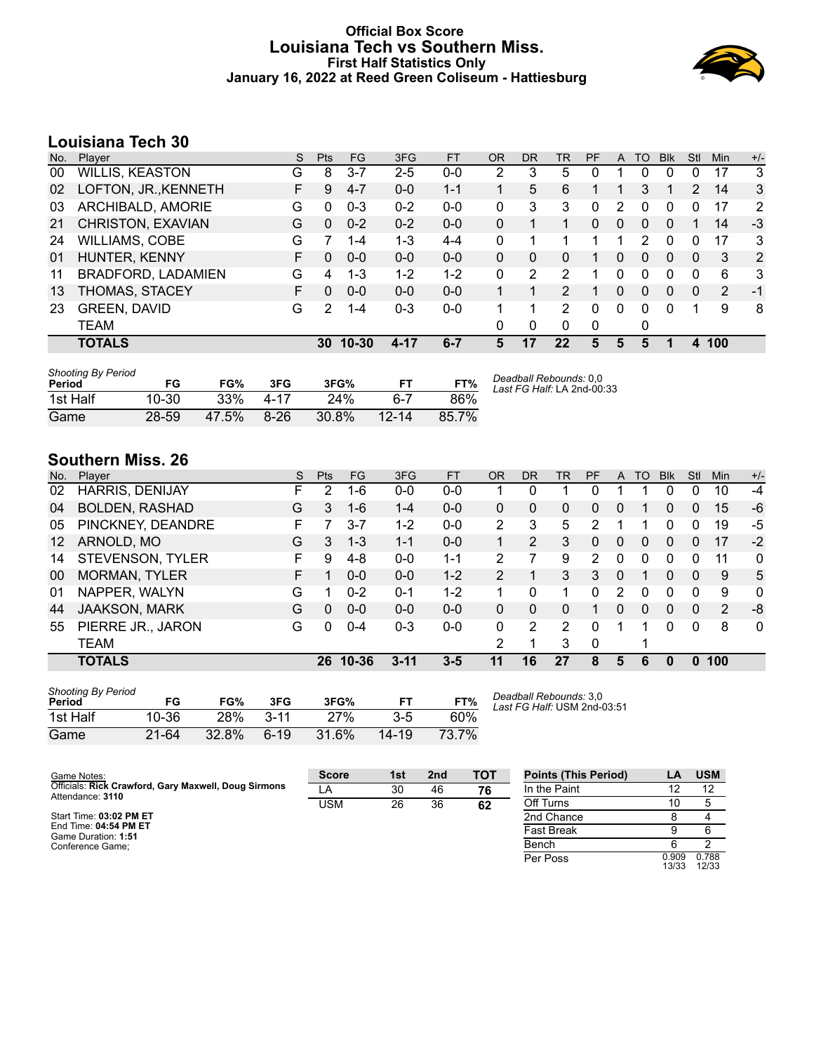# Official Box Score
## Louisiana Tech vs Southern Miss.
### First Half Statistics Only
### January 16, 2022 at Reed Green Coliseum - Hattiesburg

## Louisiana Tech 30

| No. | Player | S | Pts | FG | 3FG | FT | OR | DR | TR | PF | A | TO | Blk | Stl | Min | +/- |
|---|---|---|---|---|---|---|---|---|---|---|---|---|---|---|---|---|
| 00 | WILLIS, KEASTON | G | 8 | 3-7 | 2-5 | 0-0 | 2 | 3 | 5 | 0 | 1 | 0 | 0 | 0 | 17 | 3 |
| 02 | LOFTON, JR.,KENNETH | F | 9 | 4-7 | 0-0 | 1-1 | 1 | 5 | 6 | 1 | 1 | 3 | 1 | 2 | 14 | 3 |
| 03 | ARCHIBALD, AMORIE | G | 0 | 0-3 | 0-2 | 0-0 | 0 | 3 | 3 | 0 | 2 | 0 | 0 | 0 | 17 | 2 |
| 21 | CHRISTON, EXAVIAN | G | 0 | 0-2 | 0-2 | 0-0 | 0 | 1 | 1 | 0 | 0 | 0 | 0 | 1 | 14 | -3 |
| 24 | WILLIAMS, COBE | G | 7 | 1-4 | 1-3 | 4-4 | 0 | 1 | 1 | 1 | 1 | 2 | 0 | 0 | 17 | 3 |
| 01 | HUNTER, KENNY | F | 0 | 0-0 | 0-0 | 0-0 | 0 | 0 | 0 | 1 | 0 | 0 | 0 | 0 | 3 | 2 |
| 11 | BRADFORD, LADAMIEN | G | 4 | 1-3 | 1-2 | 1-2 | 0 | 2 | 2 | 1 | 0 | 0 | 0 | 0 | 6 | 3 |
| 13 | THOMAS, STACEY | F | 0 | 0-0 | 0-0 | 0-0 | 1 | 1 | 2 | 1 | 0 | 0 | 0 | 0 | 2 | -1 |
| 23 | GREEN, DAVID | G | 2 | 1-4 | 0-3 | 0-0 | 1 | 1 | 2 | 0 | 0 | 0 | 0 | 1 | 9 | 8 |
| | TEAM | | | | | | 0 | 0 | 0 | 0 | | 0 | | | | |
| | **TOTALS** | | **30** | **10-30** | **4-17** | **6-7** | **5** | **17** | **22** | **5** | **5** | **5** | **1** | **4** | **100** | |

*Shooting By Period*

| Period | FG | FG% | 3FG | 3FG% | FT | FT% |
|---|---|---|---|---|---|---|
| 1st Half | 10-30 | 33% | 4-17 | 24% | 6-7 | 86% |
| Game | 28-59 | 47.5% | 8-26 | 30.8% | 12-14 | 85.7% |

*Deadball Rebounds:* 0,0
*Last FG Half:* LA 2nd-00:33

## Southern Miss. 26

| No. | Player | S | Pts | FG | 3FG | FT | OR | DR | TR | PF | A | TO | Blk | Stl | Min | +/- |
|---|---|---|---|---|---|---|---|---|---|---|---|---|---|---|---|---|
| 02 | HARRIS, DENIJAY | F | 2 | 1-6 | 0-0 | 0-0 | 1 | 0 | 1 | 0 | 1 | 1 | 0 | 0 | 10 | -4 |
| 04 | BOLDEN, RASHAD | G | 3 | 1-6 | 1-4 | 0-0 | 0 | 0 | 0 | 0 | 0 | 1 | 0 | 0 | 15 | -6 |
| 05 | PINCKNEY, DEANDRE | F | 7 | 3-7 | 1-2 | 0-0 | 2 | 3 | 5 | 2 | 1 | 1 | 0 | 0 | 19 | -5 |
| 12 | ARNOLD, MO | G | 3 | 1-3 | 1-1 | 0-0 | 1 | 2 | 3 | 0 | 0 | 0 | 0 | 0 | 17 | -2 |
| 14 | STEVENSON, TYLER | F | 9 | 4-8 | 0-0 | 1-1 | 2 | 7 | 9 | 2 | 0 | 0 | 0 | 0 | 11 | 0 |
| 00 | MORMAN, TYLER | F | 1 | 0-0 | 0-0 | 1-2 | 2 | 1 | 3 | 3 | 0 | 1 | 0 | 0 | 9 | 5 |
| 01 | NAPPER, WALYN | G | 1 | 0-2 | 0-1 | 1-2 | 1 | 0 | 1 | 0 | 2 | 0 | 0 | 0 | 9 | 0 |
| 44 | JAAKSON, MARK | G | 0 | 0-0 | 0-0 | 0-0 | 0 | 0 | 0 | 1 | 0 | 0 | 0 | 0 | 2 | -8 |
| 55 | PIERRE JR., JARON | G | 0 | 0-4 | 0-3 | 0-0 | 0 | 2 | 2 | 0 | 1 | 1 | 0 | 0 | 8 | 0 |
| | TEAM | | | | | | 2 | 1 | 3 | 0 | | 1 | | | | |
| | **TOTALS** | | **26** | **10-36** | **3-11** | **3-5** | **11** | **16** | **27** | **8** | **5** | **6** | **0** | **0** | **100** | |

*Shooting By Period*

| Period | FG | FG% | 3FG | 3FG% | FT | FT% |
|---|---|---|---|---|---|---|
| 1st Half | 10-36 | 28% | 3-11 | 27% | 3-5 | 60% |
| Game | 21-64 | 32.8% | 6-19 | 31.6% | 14-19 | 73.7% |

*Deadball Rebounds:* 3,0
*Last FG Half:* USM 2nd-03:51

Game Notes:
Officials: **Rick Crawford, Gary Maxwell, Doug Sirmons**
Attendance: **3110**

Start Time: **03:02 PM ET**
End Time: **04:54 PM ET**
Game Duration: **1:51**
Conference Game;

| Score | 1st | 2nd | TOT |
|---|---|---|---|
| LA | 30 | 46 | **76** |
| USM | 26 | 36 | **62** |

| Points (This Period) | LA | USM |
|---|---|---|
| In the Paint | 12 | 12 |
| Off Turns | 10 | 5 |
| 2nd Chance | 8 | 4 |
| Fast Break | 9 | 6 |
| Bench | 6 | 2 |
| Per Poss | 0.909 13/33 | 0.788 12/33 |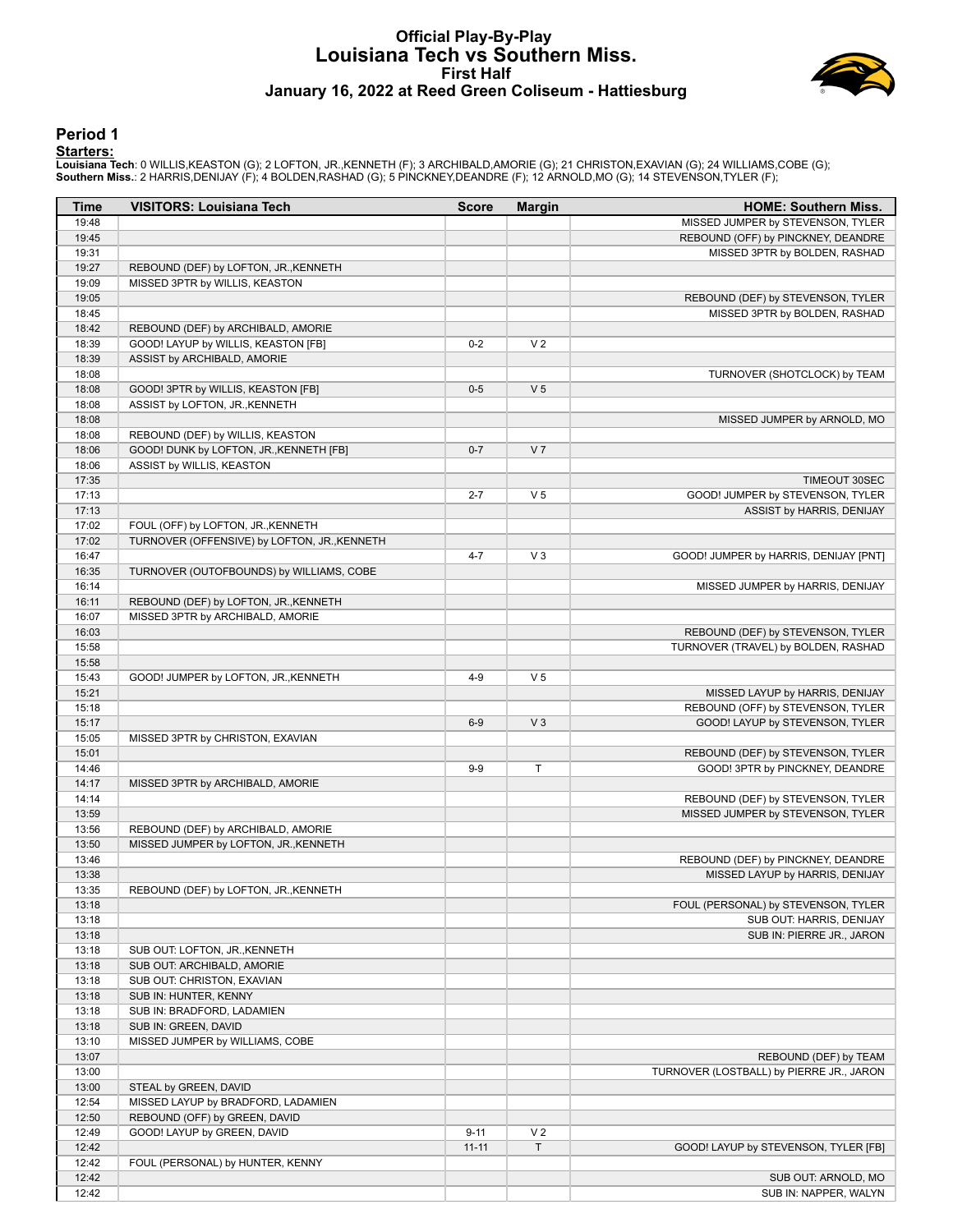# Official Play-By-Play
## Louisiana Tech vs Southern Miss.
### First Half
### January 16, 2022 at Reed Green Coliseum - Hattiesburg

## Period 1

**Starters:**

**Louisiana Tech**: 0 WILLIS,KEASTON (G); 2 LOFTON, JR.,KENNETH (F); 3 ARCHIBALD,AMORIE (G); 21 CHRISTON,EXAVIAN (G); 24 WILLIAMS,COBE (G);
**Southern Miss.**: 2 HARRIS,DENIJAY (F); 4 BOLDEN,RASHAD (G); 5 PINCKNEY,DEANDRE (F); 12 ARNOLD,MO (G); 14 STEVENSON,TYLER (F);

| Time | VISITORS: Louisiana Tech | Score | Margin | HOME: Southern Miss. |
|---|---|---|---|---|
| 19:48 | | | | MISSED JUMPER by STEVENSON, TYLER |
| 19:45 | | | | REBOUND (OFF) by PINCKNEY, DEANDRE |
| 19:31 | | | | MISSED 3PTR by BOLDEN, RASHAD |
| 19:27 | REBOUND (DEF) by LOFTON, JR.,KENNETH | | | |
| 19:09 | MISSED 3PTR by WILLIS, KEASTON | | | |
| 19:05 | | | | REBOUND (DEF) by STEVENSON, TYLER |
| 18:45 | | | | MISSED 3PTR by BOLDEN, RASHAD |
| 18:42 | REBOUND (DEF) by ARCHIBALD, AMORIE | | | |
| 18:39 | GOOD! LAYUP by WILLIS, KEASTON [FB] | 0-2 | V 2 | |
| 18:39 | ASSIST by ARCHIBALD, AMORIE | | | |
| 18:08 | | | | TURNOVER (SHOTCLOCK) by TEAM |
| 18:08 | GOOD! 3PTR by WILLIS, KEASTON [FB] | 0-5 | V 5 | |
| 18:08 | ASSIST by LOFTON, JR.,KENNETH | | | |
| 18:08 | | | | MISSED JUMPER by ARNOLD, MO |
| 18:08 | REBOUND (DEF) by WILLIS, KEASTON | | | |
| 18:06 | GOOD! DUNK by LOFTON, JR.,KENNETH [FB] | 0-7 | V 7 | |
| 18:06 | ASSIST by WILLIS, KEASTON | | | |
| 17:35 | | | | TIMEOUT 30SEC |
| 17:13 | | 2-7 | V 5 | GOOD! JUMPER by STEVENSON, TYLER |
| 17:13 | | | | ASSIST by HARRIS, DENIJAY |
| 17:02 | FOUL (OFF) by LOFTON, JR.,KENNETH | | | |
| 17:02 | TURNOVER (OFFENSIVE) by LOFTON, JR.,KENNETH | | | |
| 16:47 | | 4-7 | V 3 | GOOD! JUMPER by HARRIS, DENIJAY [PNT] |
| 16:35 | TURNOVER (OUTOFBOUNDS) by WILLIAMS, COBE | | | |
| 16:14 | | | | MISSED JUMPER by HARRIS, DENIJAY |
| 16:11 | REBOUND (DEF) by LOFTON, JR.,KENNETH | | | |
| 16:07 | MISSED 3PTR by ARCHIBALD, AMORIE | | | |
| 16:03 | | | | REBOUND (DEF) by STEVENSON, TYLER |
| 15:58 | | | | TURNOVER (TRAVEL) by BOLDEN, RASHAD |
| 15:58 | | | | |
| 15:43 | GOOD! JUMPER by LOFTON, JR.,KENNETH | 4-9 | V 5 | |
| 15:21 | | | | MISSED LAYUP by HARRIS, DENIJAY |
| 15:18 | | | | REBOUND (OFF) by STEVENSON, TYLER |
| 15:17 | | 6-9 | V 3 | GOOD! LAYUP by STEVENSON, TYLER |
| 15:05 | MISSED 3PTR by CHRISTON, EXAVIAN | | | |
| 15:01 | | | | REBOUND (DEF) by STEVENSON, TYLER |
| 14:46 | | 9-9 | T | GOOD! 3PTR by PINCKNEY, DEANDRE |
| 14:17 | MISSED 3PTR by ARCHIBALD, AMORIE | | | |
| 14:14 | | | | REBOUND (DEF) by STEVENSON, TYLER |
| 13:59 | | | | MISSED JUMPER by STEVENSON, TYLER |
| 13:56 | REBOUND (DEF) by ARCHIBALD, AMORIE | | | |
| 13:50 | MISSED JUMPER by LOFTON, JR.,KENNETH | | | |
| 13:46 | | | | REBOUND (DEF) by PINCKNEY, DEANDRE |
| 13:38 | | | | MISSED LAYUP by HARRIS, DENIJAY |
| 13:35 | REBOUND (DEF) by LOFTON, JR.,KENNETH | | | |
| 13:18 | | | | FOUL (PERSONAL) by STEVENSON, TYLER |
| 13:18 | | | | SUB OUT: HARRIS, DENIJAY |
| 13:18 | | | | SUB IN: PIERRE JR., JARON |
| 13:18 | SUB OUT: LOFTON, JR.,KENNETH | | | |
| 13:18 | SUB OUT: ARCHIBALD, AMORIE | | | |
| 13:18 | SUB OUT: CHRISTON, EXAVIAN | | | |
| 13:18 | SUB IN: HUNTER, KENNY | | | |
| 13:18 | SUB IN: BRADFORD, LADAMIEN | | | |
| 13:18 | SUB IN: GREEN, DAVID | | | |
| 13:10 | MISSED JUMPER by WILLIAMS, COBE | | | |
| 13:07 | | | | REBOUND (DEF) by TEAM |
| 13:00 | | | | TURNOVER (LOSTBALL) by PIERRE JR., JARON |
| 13:00 | STEAL by GREEN, DAVID | | | |
| 12:54 | MISSED LAYUP by BRADFORD, LADAMIEN | | | |
| 12:50 | REBOUND (OFF) by GREEN, DAVID | | | |
| 12:49 | GOOD! LAYUP by GREEN, DAVID | 9-11 | V 2 | |
| 12:42 | | 11-11 | T | GOOD! LAYUP by STEVENSON, TYLER [FB] |
| 12:42 | FOUL (PERSONAL) by HUNTER, KENNY | | | |
| 12:42 | | | | SUB OUT: ARNOLD, MO |
| 12:42 | | | | SUB IN: NAPPER, WALYN |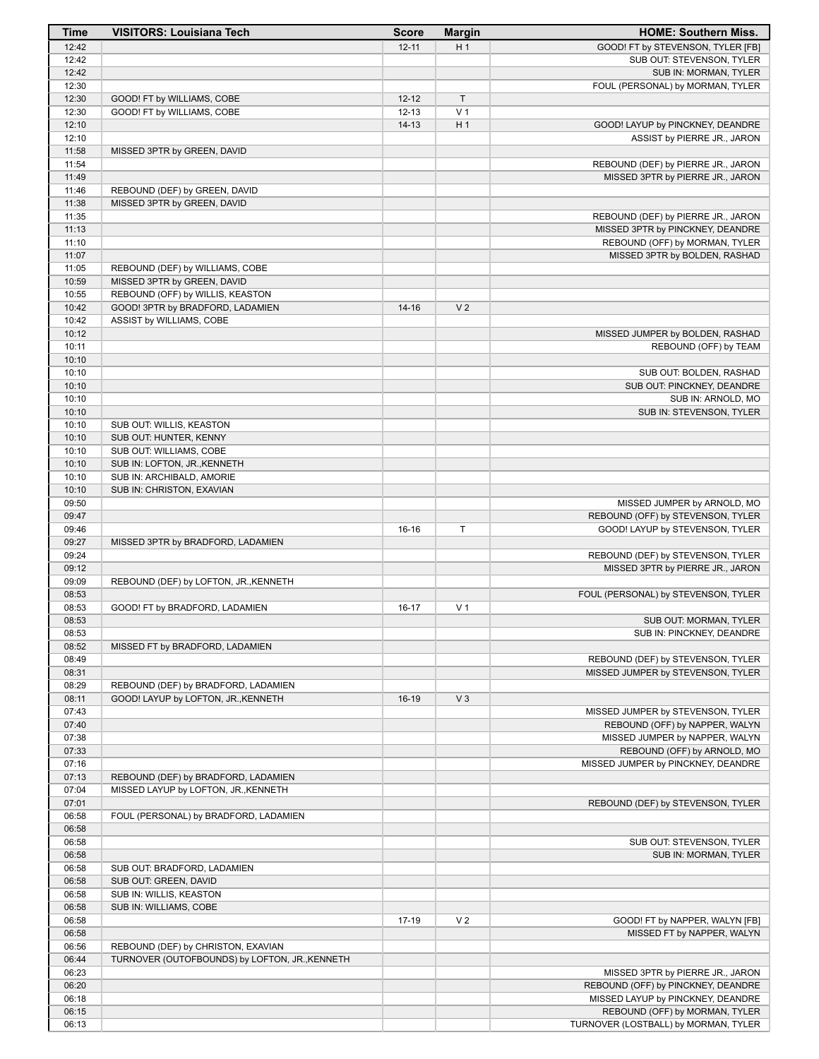| Time | VISITORS: Louisiana Tech | Score | Margin | HOME: Southern Miss. |
|---|---|---|---|---|
| 12:42 | | 12-11 | H 1 | GOOD! FT by STEVENSON, TYLER [FB] |
| 12:42 | | | | SUB OUT: STEVENSON, TYLER |
| 12:42 | | | | SUB IN: MORMAN, TYLER |
| 12:30 | | | | FOUL (PERSONAL) by MORMAN, TYLER |
| 12:30 | GOOD! FT by WILLIAMS, COBE | 12-12 | T | |
| 12:30 | GOOD! FT by WILLIAMS, COBE | 12-13 | V 1 | |
| 12:10 | | 14-13 | H 1 | GOOD! LAYUP by PINCKNEY, DEANDRE |
| 12:10 | | | | ASSIST by PIERRE JR., JARON |
| 11:58 | MISSED 3PTR by GREEN, DAVID | | | |
| 11:54 | | | | REBOUND (DEF) by PIERRE JR., JARON |
| 11:49 | | | | MISSED 3PTR by PIERRE JR., JARON |
| 11:46 | REBOUND (DEF) by GREEN, DAVID | | | |
| 11:38 | MISSED 3PTR by GREEN, DAVID | | | |
| 11:35 | | | | REBOUND (DEF) by PIERRE JR., JARON |
| 11:13 | | | | MISSED 3PTR by PINCKNEY, DEANDRE |
| 11:10 | | | | REBOUND (OFF) by MORMAN, TYLER |
| 11:07 | | | | MISSED 3PTR by BOLDEN, RASHAD |
| 11:05 | REBOUND (DEF) by WILLIAMS, COBE | | | |
| 10:59 | MISSED 3PTR by GREEN, DAVID | | | |
| 10:55 | REBOUND (OFF) by WILLIS, KEASTON | | | |
| 10:42 | GOOD! 3PTR by BRADFORD, LADAMIEN | 14-16 | V 2 | |
| 10:42 | ASSIST by WILLIAMS, COBE | | | |
| 10:12 | | | | MISSED JUMPER by BOLDEN, RASHAD |
| 10:11 | | | | REBOUND (OFF) by TEAM |
| 10:10 | | | | |
| 10:10 | | | | SUB OUT: BOLDEN, RASHAD |
| 10:10 | | | | SUB OUT: PINCKNEY, DEANDRE |
| 10:10 | | | | SUB IN: ARNOLD, MO |
| 10:10 | | | | SUB IN: STEVENSON, TYLER |
| 10:10 | SUB OUT: WILLIS, KEASTON | | | |
| 10:10 | SUB OUT: HUNTER, KENNY | | | |
| 10:10 | SUB OUT: WILLIAMS, COBE | | | |
| 10:10 | SUB IN: LOFTON, JR.,KENNETH | | | |
| 10:10 | SUB IN: ARCHIBALD, AMORIE | | | |
| 10:10 | SUB IN: CHRISTON, EXAVIAN | | | |
| 09:50 | | | | MISSED JUMPER by ARNOLD, MO |
| 09:47 | | | | REBOUND (OFF) by STEVENSON, TYLER |
| 09:46 | | 16-16 | T | GOOD! LAYUP by STEVENSON, TYLER |
| 09:27 | MISSED 3PTR by BRADFORD, LADAMIEN | | | |
| 09:24 | | | | REBOUND (DEF) by STEVENSON, TYLER |
| 09:12 | | | | MISSED 3PTR by PIERRE JR., JARON |
| 09:09 | REBOUND (DEF) by LOFTON, JR.,KENNETH | | | |
| 08:53 | | | | FOUL (PERSONAL) by STEVENSON, TYLER |
| 08:53 | GOOD! FT by BRADFORD, LADAMIEN | 16-17 | V 1 | |
| 08:53 | | | | SUB OUT: MORMAN, TYLER |
| 08:53 | | | | SUB IN: PINCKNEY, DEANDRE |
| 08:52 | MISSED FT by BRADFORD, LADAMIEN | | | |
| 08:49 | | | | REBOUND (DEF) by STEVENSON, TYLER |
| 08:31 | | | | MISSED JUMPER by STEVENSON, TYLER |
| 08:29 | REBOUND (DEF) by BRADFORD, LADAMIEN | | | |
| 08:11 | GOOD! LAYUP by LOFTON, JR.,KENNETH | 16-19 | V 3 | |
| 07:43 | | | | MISSED JUMPER by STEVENSON, TYLER |
| 07:40 | | | | REBOUND (OFF) by NAPPER, WALYN |
| 07:38 | | | | MISSED JUMPER by NAPPER, WALYN |
| 07:33 | | | | REBOUND (OFF) by ARNOLD, MO |
| 07:16 | | | | MISSED JUMPER by PINCKNEY, DEANDRE |
| 07:13 | REBOUND (DEF) by BRADFORD, LADAMIEN | | | |
| 07:04 | MISSED LAYUP by LOFTON, JR.,KENNETH | | | |
| 07:01 | | | | REBOUND (DEF) by STEVENSON, TYLER |
| 06:58 | FOUL (PERSONAL) by BRADFORD, LADAMIEN | | | |
| 06:58 | | | | |
| 06:58 | | | | SUB OUT: STEVENSON, TYLER |
| 06:58 | | | | SUB IN: MORMAN, TYLER |
| 06:58 | SUB OUT: BRADFORD, LADAMIEN | | | |
| 06:58 | SUB OUT: GREEN, DAVID | | | |
| 06:58 | SUB IN: WILLIS, KEASTON | | | |
| 06:58 | SUB IN: WILLIAMS, COBE | | | |
| 06:58 | | 17-19 | V 2 | GOOD! FT by NAPPER, WALYN [FB] |
| 06:58 | | | | MISSED FT by NAPPER, WALYN |
| 06:56 | REBOUND (DEF) by CHRISTON, EXAVIAN | | | |
| 06:44 | TURNOVER (OUTOFBOUNDS) by LOFTON, JR.,KENNETH | | | |
| 06:23 | | | | MISSED 3PTR by PIERRE JR., JARON |
| 06:20 | | | | REBOUND (OFF) by PINCKNEY, DEANDRE |
| 06:18 | | | | MISSED LAYUP by PINCKNEY, DEANDRE |
| 06:15 | | | | REBOUND (OFF) by MORMAN, TYLER |
| 06:13 | | | | TURNOVER (LOSTBALL) by MORMAN, TYLER |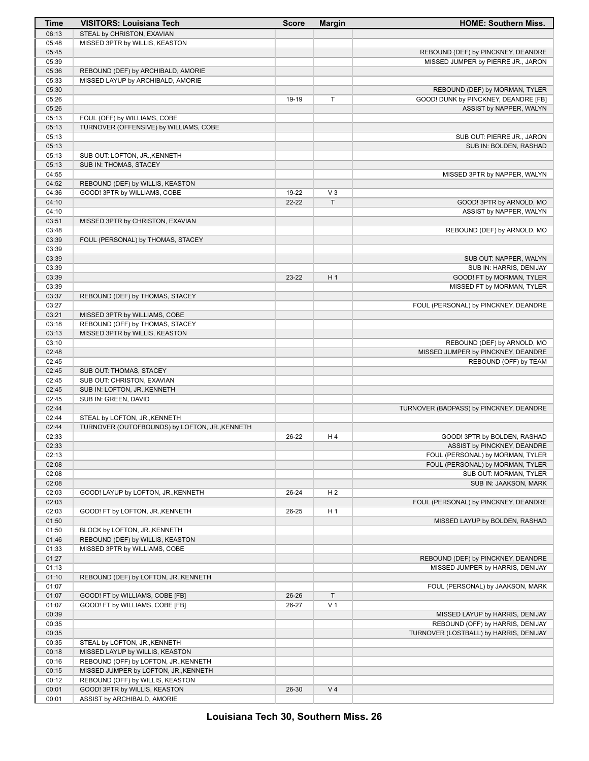| Time | VISITORS: Louisiana Tech | Score | Margin | HOME: Southern Miss. |
|---|---|---|---|---|
| 06:13 | STEAL by CHRISTON, EXAVIAN | | | |
| 05:48 | MISSED 3PTR by WILLIS, KEASTON | | | |
| 05:45 | | | | REBOUND (DEF) by PINCKNEY, DEANDRE |
| 05:39 | | | | MISSED JUMPER by PIERRE JR., JARON |
| 05:36 | REBOUND (DEF) by ARCHIBALD, AMORIE | | | |
| 05:33 | MISSED LAYUP by ARCHIBALD, AMORIE | | | |
| 05:30 | | | | REBOUND (DEF) by MORMAN, TYLER |
| 05:26 | | 19-19 | T | GOOD! DUNK by PINCKNEY, DEANDRE [FB] |
| 05:26 | | | | ASSIST by NAPPER, WALYN |
| 05:13 | FOUL (OFF) by WILLIAMS, COBE | | | |
| 05:13 | TURNOVER (OFFENSIVE) by WILLIAMS, COBE | | | |
| 05:13 | | | | SUB OUT: PIERRE JR., JARON |
| 05:13 | | | | SUB IN: BOLDEN, RASHAD |
| 05:13 | SUB OUT: LOFTON, JR.,KENNETH | | | |
| 05:13 | SUB IN: THOMAS, STACEY | | | |
| 04:55 | | | | MISSED 3PTR by NAPPER, WALYN |
| 04:52 | REBOUND (DEF) by WILLIS, KEASTON | | | |
| 04:36 | GOOD! 3PTR by WILLIAMS, COBE | 19-22 | V 3 | |
| 04:10 | | 22-22 | T | GOOD! 3PTR by ARNOLD, MO |
| 04:10 | | | | ASSIST by NAPPER, WALYN |
| 03:51 | MISSED 3PTR by CHRISTON, EXAVIAN | | | |
| 03:48 | | | | REBOUND (DEF) by ARNOLD, MO |
| 03:39 | FOUL (PERSONAL) by THOMAS, STACEY | | | |
| 03:39 | | | | |
| 03:39 | | | | SUB OUT: NAPPER, WALYN |
| 03:39 | | | | SUB IN: HARRIS, DENIJAY |
| 03:39 | | 23-22 | H 1 | GOOD! FT by MORMAN, TYLER |
| 03:39 | | | | MISSED FT by MORMAN, TYLER |
| 03:37 | REBOUND (DEF) by THOMAS, STACEY | | | |
| 03:27 | | | | FOUL (PERSONAL) by PINCKNEY, DEANDRE |
| 03:21 | MISSED 3PTR by WILLIAMS, COBE | | | |
| 03:18 | REBOUND (OFF) by THOMAS, STACEY | | | |
| 03:13 | MISSED 3PTR by WILLIS, KEASTON | | | |
| 03:10 | | | | REBOUND (DEF) by ARNOLD, MO |
| 02:48 | | | | MISSED JUMPER by PINCKNEY, DEANDRE |
| 02:45 | | | | REBOUND (OFF) by TEAM |
| 02:45 | SUB OUT: THOMAS, STACEY | | | |
| 02:45 | SUB OUT: CHRISTON, EXAVIAN | | | |
| 02:45 | SUB IN: LOFTON, JR.,KENNETH | | | |
| 02:45 | SUB IN: GREEN, DAVID | | | |
| 02:44 | | | | TURNOVER (BADPASS) by PINCKNEY, DEANDRE |
| 02:44 | STEAL by LOFTON, JR.,KENNETH | | | |
| 02:44 | TURNOVER (OUTOFBOUNDS) by LOFTON, JR.,KENNETH | | | |
| 02:33 | | 26-22 | H 4 | GOOD! 3PTR by BOLDEN, RASHAD |
| 02:33 | | | | ASSIST by PINCKNEY, DEANDRE |
| 02:13 | | | | FOUL (PERSONAL) by MORMAN, TYLER |
| 02:08 | | | | FOUL (PERSONAL) by MORMAN, TYLER |
| 02:08 | | | | SUB OUT: MORMAN, TYLER |
| 02:08 | | | | SUB IN: JAAKSON, MARK |
| 02:03 | GOOD! LAYUP by LOFTON, JR.,KENNETH | 26-24 | H 2 | |
| 02:03 | | | | FOUL (PERSONAL) by PINCKNEY, DEANDRE |
| 02:03 | GOOD! FT by LOFTON, JR.,KENNETH | 26-25 | H 1 | |
| 01:50 | | | | MISSED LAYUP by BOLDEN, RASHAD |
| 01:50 | BLOCK by LOFTON, JR.,KENNETH | | | |
| 01:46 | REBOUND (DEF) by WILLIS, KEASTON | | | |
| 01:33 | MISSED 3PTR by WILLIAMS, COBE | | | |
| 01:27 | | | | REBOUND (DEF) by PINCKNEY, DEANDRE |
| 01:13 | | | | MISSED JUMPER by HARRIS, DENIJAY |
| 01:10 | REBOUND (DEF) by LOFTON, JR.,KENNETH | | | |
| 01:07 | | | | FOUL (PERSONAL) by JAAKSON, MARK |
| 01:07 | GOOD! FT by WILLIAMS, COBE [FB] | 26-26 | T | |
| 01:07 | GOOD! FT by WILLIAMS, COBE [FB] | 26-27 | V 1 | |
| 00:39 | | | | MISSED LAYUP by HARRIS, DENIJAY |
| 00:35 | | | | REBOUND (OFF) by HARRIS, DENIJAY |
| 00:35 | | | | TURNOVER (LOSTBALL) by HARRIS, DENIJAY |
| 00:35 | STEAL by LOFTON, JR.,KENNETH | | | |
| 00:18 | MISSED LAYUP by WILLIS, KEASTON | | | |
| 00:16 | REBOUND (OFF) by LOFTON, JR.,KENNETH | | | |
| 00:15 | MISSED JUMPER by LOFTON, JR.,KENNETH | | | |
| 00:12 | REBOUND (OFF) by WILLIS, KEASTON | | | |
| 00:01 | GOOD! 3PTR by WILLIS, KEASTON | 26-30 | V 4 | |
| 00:01 | ASSIST by ARCHIBALD, AMORIE | | | |

**Louisiana Tech 30, Southern Miss. 26**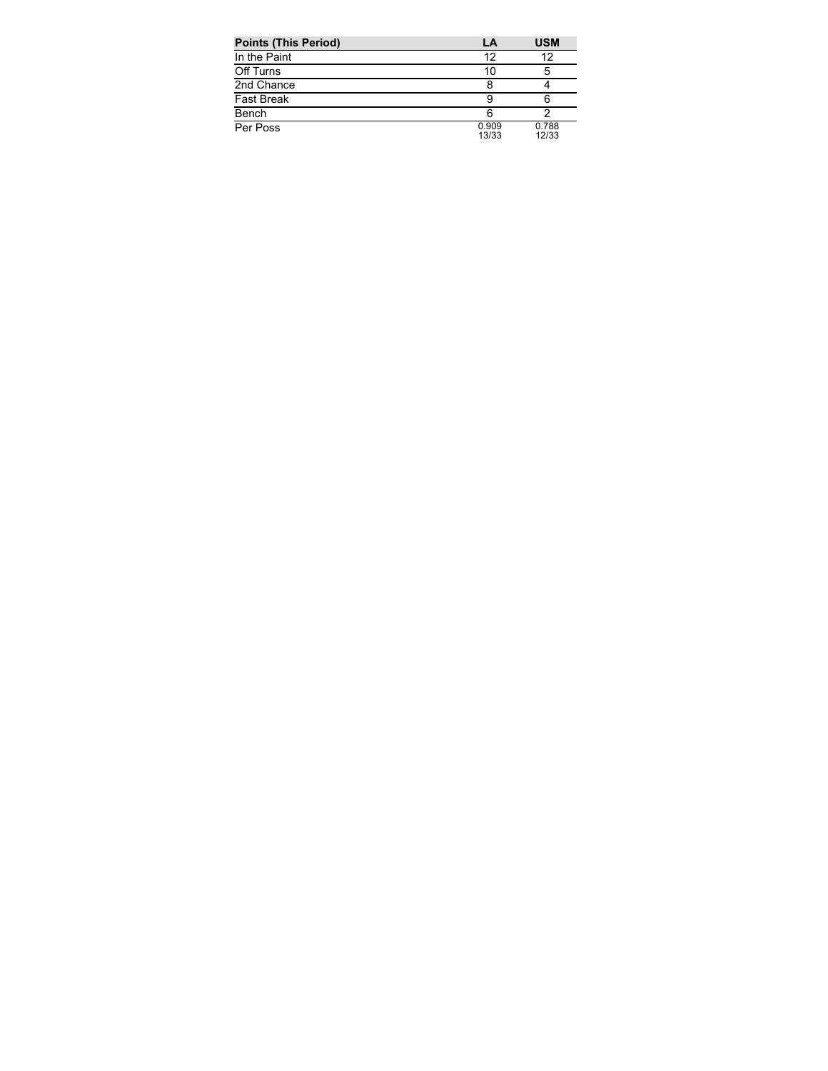| Points (This Period) | LA | USM |
| --- | --- | --- |
| In the Paint | 12 | 12 |
| Off Turns | 10 | 5 |
| 2nd Chance | 8 | 4 |
| Fast Break | 9 | 6 |
| Bench | 6 | 2 |
| Per Poss | 0.909<br>13/33 | 0.788<br>12/33 |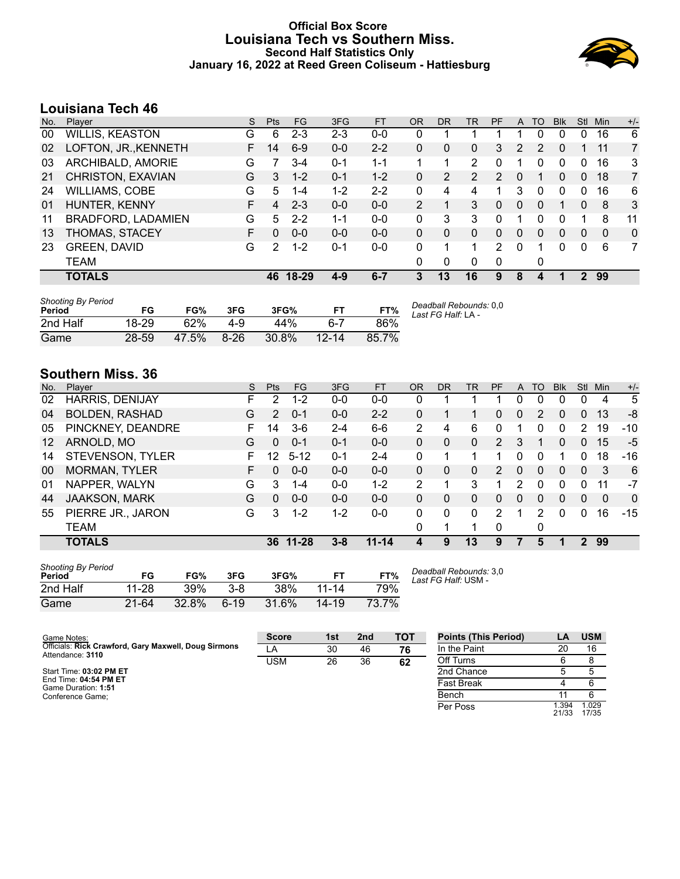# Official Box Score
## Louisiana Tech vs Southern Miss.
### Second Half Statistics Only
### January 16, 2022 at Reed Green Coliseum - Hattiesburg

## Louisiana Tech 46

| No. | Player | S | Pts | FG | 3FG | FT | OR | DR | TR | PF | A | TO | Blk | Stl | Min | +/- |
|---|---|---|---|---|---|---|---|---|---|---|---|---|---|---|---|---|
| 00 | WILLIS, KEASTON | G | 6 | 2-3 | 2-3 | 0-0 | 0 | 1 | 1 | 1 | 1 | 0 | 0 | 0 | 16 | 6 |
| 02 | LOFTON, JR.,KENNETH | F | 14 | 6-9 | 0-0 | 2-2 | 0 | 0 | 0 | 3 | 2 | 2 | 0 | 1 | 11 | 7 |
| 03 | ARCHIBALD, AMORIE | G | 7 | 3-4 | 0-1 | 1-1 | 1 | 1 | 2 | 0 | 1 | 0 | 0 | 0 | 16 | 3 |
| 21 | CHRISTON, EXAVIAN | G | 3 | 1-2 | 0-1 | 1-2 | 0 | 2 | 2 | 2 | 0 | 1 | 0 | 0 | 18 | 7 |
| 24 | WILLIAMS, COBE | G | 5 | 1-4 | 1-2 | 2-2 | 0 | 4 | 4 | 1 | 3 | 0 | 0 | 0 | 16 | 6 |
| 01 | HUNTER, KENNY | F | 4 | 2-3 | 0-0 | 0-0 | 2 | 1 | 3 | 0 | 0 | 0 | 1 | 0 | 8 | 3 |
| 11 | BRADFORD, LADAMIEN | G | 5 | 2-2 | 1-1 | 0-0 | 0 | 3 | 3 | 0 | 1 | 0 | 0 | 1 | 8 | 11 |
| 13 | THOMAS, STACEY | F | 0 | 0-0 | 0-0 | 0-0 | 0 | 0 | 0 | 0 | 0 | 0 | 0 | 0 | 0 | 0 |
| 23 | GREEN, DAVID | G | 2 | 1-2 | 0-1 | 0-0 | 0 | 1 | 1 | 2 | 0 | 1 | 0 | 0 | 6 | 7 |
| | TEAM | | | | | | 0 | 0 | 0 | 0 | | 0 | | | | |
| | **TOTALS** | | **46** | **18-29** | **4-9** | **6-7** | **3** | **13** | **16** | **9** | **8** | **4** | **1** | **2** | **99** | |

*Shooting By Period*

| Period | FG | FG% | 3FG | 3FG% | FT | FT% |
|---|---|---|---|---|---|---|
| 2nd Half | 18-29 | 62% | 4-9 | 44% | 6-7 | 86% |
| Game | 28-59 | 47.5% | 8-26 | 30.8% | 12-14 | 85.7% |

*Deadball Rebounds:* 0,0
*Last FG Half:* LA -

## Southern Miss. 36

| No. | Player | S | Pts | FG | 3FG | FT | OR | DR | TR | PF | A | TO | Blk | Stl | Min | +/- |
|---|---|---|---|---|---|---|---|---|---|---|---|---|---|---|---|---|
| 02 | HARRIS, DENIJAY | F | 2 | 1-2 | 0-0 | 0-0 | 0 | 1 | 1 | 1 | 0 | 0 | 0 | 0 | 4 | 5 |
| 04 | BOLDEN, RASHAD | G | 2 | 0-1 | 0-0 | 2-2 | 0 | 1 | 1 | 0 | 0 | 2 | 0 | 0 | 13 | -8 |
| 05 | PINCKNEY, DEANDRE | F | 14 | 3-6 | 2-4 | 6-6 | 2 | 4 | 6 | 0 | 1 | 0 | 0 | 2 | 19 | -10 |
| 12 | ARNOLD, MO | G | 0 | 0-1 | 0-1 | 0-0 | 0 | 0 | 0 | 2 | 3 | 1 | 0 | 0 | 15 | -5 |
| 14 | STEVENSON, TYLER | F | 12 | 5-12 | 0-1 | 2-4 | 0 | 1 | 1 | 1 | 0 | 0 | 1 | 0 | 18 | -16 |
| 00 | MORMAN, TYLER | F | 0 | 0-0 | 0-0 | 0-0 | 0 | 0 | 0 | 2 | 0 | 0 | 0 | 0 | 3 | 6 |
| 01 | NAPPER, WALYN | G | 3 | 1-4 | 0-0 | 1-2 | 2 | 1 | 3 | 1 | 2 | 0 | 0 | 0 | 11 | -7 |
| 44 | JAAKSON, MARK | G | 0 | 0-0 | 0-0 | 0-0 | 0 | 0 | 0 | 0 | 0 | 0 | 0 | 0 | 0 | 0 |
| 55 | PIERRE JR., JARON | G | 3 | 1-2 | 1-2 | 0-0 | 0 | 0 | 0 | 2 | 1 | 2 | 0 | 0 | 16 | -15 |
| | TEAM | | | | | | 0 | 1 | 1 | 0 | | 0 | | | | |
| | **TOTALS** | | **36** | **11-28** | **3-8** | **11-14** | **4** | **9** | **13** | **9** | **7** | **5** | **1** | **2** | **99** | |

*Shooting By Period*

| Period | FG | FG% | 3FG | 3FG% | FT | FT% |
|---|---|---|---|---|---|---|
| 2nd Half | 11-28 | 39% | 3-8 | 38% | 11-14 | 79% |
| Game | 21-64 | 32.8% | 6-19 | 31.6% | 14-19 | 73.7% |

*Deadball Rebounds:* 3,0
*Last FG Half:* USM -

Game Notes:
Officials: **Rick Crawford, Gary Maxwell, Doug Sirmons**
Attendance: **3110**

Start Time: **03:02 PM ET**
End Time: **04:54 PM ET**
Game Duration: **1:51**
Conference Game;

| Score | 1st | 2nd | TOT |
|---|---|---|---|
| LA | 30 | 46 | **76** |
| USM | 26 | 36 | **62** |

| Points (This Period) | LA | USM |
|---|---|---|
| In the Paint | 20 | 16 |
| Off Turns | 6 | 8 |
| 2nd Chance | 5 | 5 |
| Fast Break | 4 | 6 |
| Bench | 11 | 6 |
| Per Poss | 1.394 21/33 | 1.029 17/35 |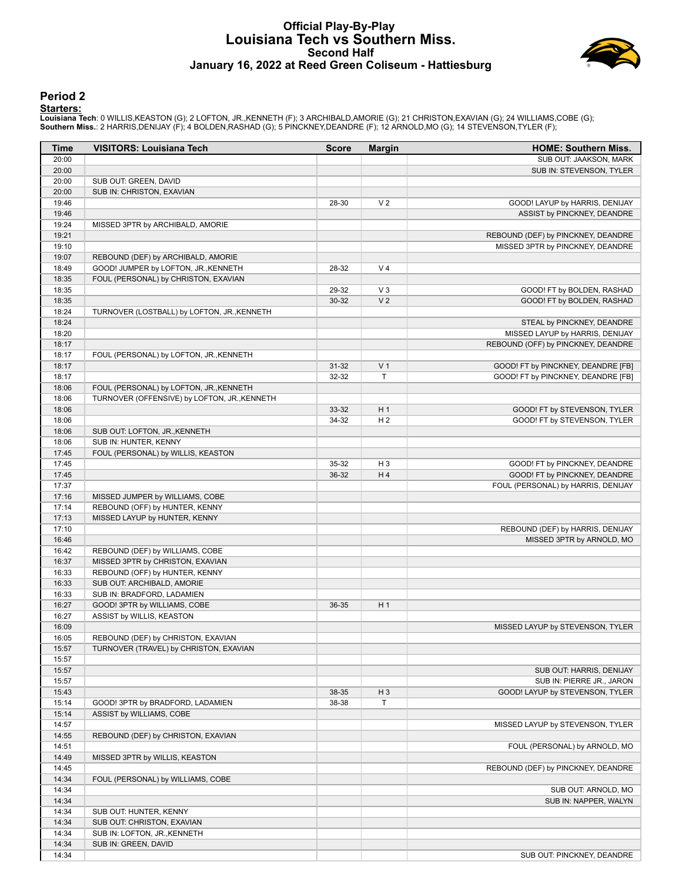# Official Play-By-Play
# Louisiana Tech vs Southern Miss.
## Second Half
## January 16, 2022 at Reed Green Coliseum - Hattiesburg

### Period 2

**Starters:**

**Louisiana Tech**: 0 WILLIS,KEASTON (G); 2 LOFTON, JR.,KENNETH (F); 3 ARCHIBALD,AMORIE (G); 21 CHRISTON,EXAVIAN (G); 24 WILLIAMS,COBE (G);
**Southern Miss.**: 2 HARRIS,DENIJAY (F); 4 BOLDEN,RASHAD (G); 5 PINCKNEY,DEANDRE (F); 12 ARNOLD,MO (G); 14 STEVENSON,TYLER (F);

| Time | VISITORS: Louisiana Tech | Score | Margin | HOME: Southern Miss. |
|---|---|---|---|---|
| 20:00 | | | | SUB OUT: JAAKSON, MARK |
| 20:00 | | | | SUB IN: STEVENSON, TYLER |
| 20:00 | SUB OUT: GREEN, DAVID | | | |
| 20:00 | SUB IN: CHRISTON, EXAVIAN | | | |
| 19:46 | | 28-30 | V 2 | GOOD! LAYUP by HARRIS, DENIJAY |
| 19:46 | | | | ASSIST by PINCKNEY, DEANDRE |
| 19:24 | MISSED 3PTR by ARCHIBALD, AMORIE | | | |
| 19:21 | | | | REBOUND (DEF) by PINCKNEY, DEANDRE |
| 19:10 | | | | MISSED 3PTR by PINCKNEY, DEANDRE |
| 19:07 | REBOUND (DEF) by ARCHIBALD, AMORIE | | | |
| 18:49 | GOOD! JUMPER by LOFTON, JR.,KENNETH | 28-32 | V 4 | |
| 18:35 | FOUL (PERSONAL) by CHRISTON, EXAVIAN | | | |
| 18:35 | | 29-32 | V 3 | GOOD! FT by BOLDEN, RASHAD |
| 18:35 | | 30-32 | V 2 | GOOD! FT by BOLDEN, RASHAD |
| 18:24 | TURNOVER (LOSTBALL) by LOFTON, JR.,KENNETH | | | |
| 18:24 | | | | STEAL by PINCKNEY, DEANDRE |
| 18:20 | | | | MISSED LAYUP by HARRIS, DENIJAY |
| 18:17 | | | | REBOUND (OFF) by PINCKNEY, DEANDRE |
| 18:17 | FOUL (PERSONAL) by LOFTON, JR.,KENNETH | | | |
| 18:17 | | 31-32 | V 1 | GOOD! FT by PINCKNEY, DEANDRE [FB] |
| 18:17 | | 32-32 | T | GOOD! FT by PINCKNEY, DEANDRE [FB] |
| 18:06 | FOUL (PERSONAL) by LOFTON, JR.,KENNETH | | | |
| 18:06 | TURNOVER (OFFENSIVE) by LOFTON, JR.,KENNETH | | | |
| 18:06 | | 33-32 | H 1 | GOOD! FT by STEVENSON, TYLER |
| 18:06 | | 34-32 | H 2 | GOOD! FT by STEVENSON, TYLER |
| 18:06 | SUB OUT: LOFTON, JR.,KENNETH | | | |
| 18:06 | SUB IN: HUNTER, KENNY | | | |
| 17:45 | FOUL (PERSONAL) by WILLIS, KEASTON | | | |
| 17:45 | | 35-32 | H 3 | GOOD! FT by PINCKNEY, DEANDRE |
| 17:45 | | 36-32 | H 4 | GOOD! FT by PINCKNEY, DEANDRE |
| 17:37 | | | | FOUL (PERSONAL) by HARRIS, DENIJAY |
| 17:16 | MISSED JUMPER by WILLIAMS, COBE | | | |
| 17:14 | REBOUND (OFF) by HUNTER, KENNY | | | |
| 17:13 | MISSED LAYUP by HUNTER, KENNY | | | |
| 17:10 | | | | REBOUND (DEF) by HARRIS, DENIJAY |
| 16:46 | | | | MISSED 3PTR by ARNOLD, MO |
| 16:42 | REBOUND (DEF) by WILLIAMS, COBE | | | |
| 16:37 | MISSED 3PTR by CHRISTON, EXAVIAN | | | |
| 16:33 | REBOUND (OFF) by HUNTER, KENNY | | | |
| 16:33 | SUB OUT: ARCHIBALD, AMORIE | | | |
| 16:33 | SUB IN: BRADFORD, LADAMIEN | | | |
| 16:27 | GOOD! 3PTR by WILLIAMS, COBE | 36-35 | H 1 | |
| 16:27 | ASSIST by WILLIS, KEASTON | | | |
| 16:09 | | | | MISSED LAYUP by STEVENSON, TYLER |
| 16:05 | REBOUND (DEF) by CHRISTON, EXAVIAN | | | |
| 15:57 | TURNOVER (TRAVEL) by CHRISTON, EXAVIAN | | | |
| 15:57 | | | | |
| 15:57 | | | | SUB OUT: HARRIS, DENIJAY |
| 15:57 | | | | SUB IN: PIERRE JR., JARON |
| 15:43 | | 38-35 | H 3 | GOOD! LAYUP by STEVENSON, TYLER |
| 15:14 | GOOD! 3PTR by BRADFORD, LADAMIEN | 38-38 | T | |
| 15:14 | ASSIST by WILLIAMS, COBE | | | |
| 14:57 | | | | MISSED LAYUP by STEVENSON, TYLER |
| 14:55 | REBOUND (DEF) by CHRISTON, EXAVIAN | | | |
| 14:51 | | | | FOUL (PERSONAL) by ARNOLD, MO |
| 14:49 | MISSED 3PTR by WILLIS, KEASTON | | | |
| 14:45 | | | | REBOUND (DEF) by PINCKNEY, DEANDRE |
| 14:34 | FOUL (PERSONAL) by WILLIAMS, COBE | | | |
| 14:34 | | | | SUB OUT: ARNOLD, MO |
| 14:34 | | | | SUB IN: NAPPER, WALYN |
| 14:34 | SUB OUT: HUNTER, KENNY | | | |
| 14:34 | SUB OUT: CHRISTON, EXAVIAN | | | |
| 14:34 | SUB IN: LOFTON, JR.,KENNETH | | | |
| 14:34 | SUB IN: GREEN, DAVID | | | |
| 14:34 | | | | SUB OUT: PINCKNEY, DEANDRE |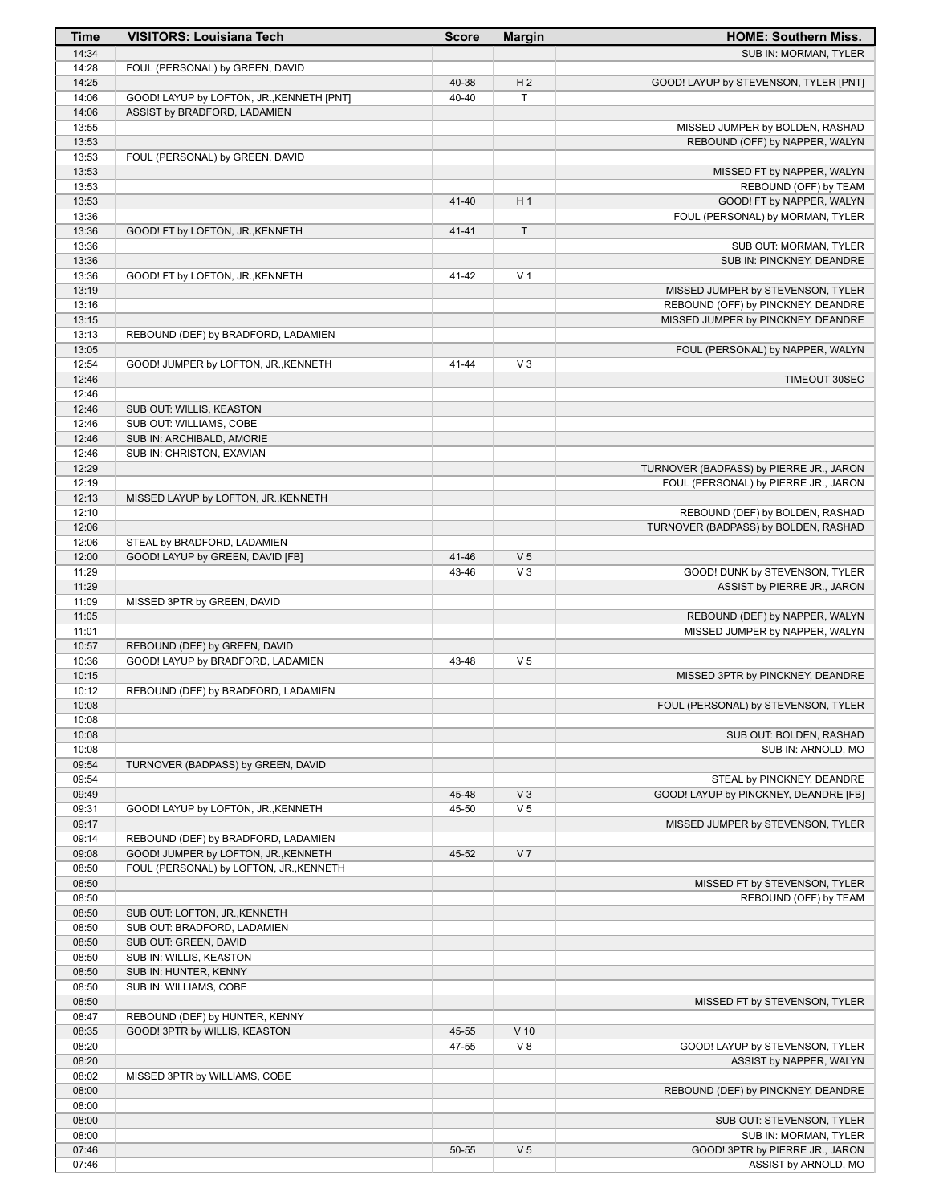| Time | VISITORS: Louisiana Tech | Score | Margin | HOME: Southern Miss. |
|---|---|---|---|---|
| 14:34 | | | | SUB IN: MORMAN, TYLER |
| 14:28 | FOUL (PERSONAL) by GREEN, DAVID | | | |
| 14:25 | | 40-38 | H 2 | GOOD! LAYUP by STEVENSON, TYLER [PNT] |
| 14:06 | GOOD! LAYUP by LOFTON, JR.,KENNETH [PNT] | 40-40 | T | |
| 14:06 | ASSIST by BRADFORD, LADAMIEN | | | |
| 13:55 | | | | MISSED JUMPER by BOLDEN, RASHAD |
| 13:53 | | | | REBOUND (OFF) by NAPPER, WALYN |
| 13:53 | FOUL (PERSONAL) by GREEN, DAVID | | | |
| 13:53 | | | | MISSED FT by NAPPER, WALYN |
| 13:53 | | | | REBOUND (OFF) by TEAM |
| 13:53 | | 41-40 | H 1 | GOOD! FT by NAPPER, WALYN |
| 13:36 | | | | FOUL (PERSONAL) by MORMAN, TYLER |
| 13:36 | GOOD! FT by LOFTON, JR.,KENNETH | 41-41 | T | |
| 13:36 | | | | SUB OUT: MORMAN, TYLER |
| 13:36 | | | | SUB IN: PINCKNEY, DEANDRE |
| 13:36 | GOOD! FT by LOFTON, JR.,KENNETH | 41-42 | V 1 | |
| 13:19 | | | | MISSED JUMPER by STEVENSON, TYLER |
| 13:16 | | | | REBOUND (OFF) by PINCKNEY, DEANDRE |
| 13:15 | | | | MISSED JUMPER by PINCKNEY, DEANDRE |
| 13:13 | REBOUND (DEF) by BRADFORD, LADAMIEN | | | |
| 13:05 | | | | FOUL (PERSONAL) by NAPPER, WALYN |
| 12:54 | GOOD! JUMPER by LOFTON, JR.,KENNETH | 41-44 | V 3 | |
| 12:46 | | | | TIMEOUT 30SEC |
| 12:46 | | | | |
| 12:46 | SUB OUT: WILLIS, KEASTON | | | |
| 12:46 | SUB OUT: WILLIAMS, COBE | | | |
| 12:46 | SUB IN: ARCHIBALD, AMORIE | | | |
| 12:46 | SUB IN: CHRISTON, EXAVIAN | | | |
| 12:29 | | | | TURNOVER (BADPASS) by PIERRE JR., JARON |
| 12:19 | | | | FOUL (PERSONAL) by PIERRE JR., JARON |
| 12:13 | MISSED LAYUP by LOFTON, JR.,KENNETH | | | |
| 12:10 | | | | REBOUND (DEF) by BOLDEN, RASHAD |
| 12:06 | | | | TURNOVER (BADPASS) by BOLDEN, RASHAD |
| 12:06 | STEAL by BRADFORD, LADAMIEN | | | |
| 12:00 | GOOD! LAYUP by GREEN, DAVID [FB] | 41-46 | V 5 | |
| 11:29 | | 43-46 | V 3 | GOOD! DUNK by STEVENSON, TYLER |
| 11:29 | | | | ASSIST by PIERRE JR., JARON |
| 11:09 | MISSED 3PTR by GREEN, DAVID | | | |
| 11:05 | | | | REBOUND (DEF) by NAPPER, WALYN |
| 11:01 | | | | MISSED JUMPER by NAPPER, WALYN |
| 10:57 | REBOUND (DEF) by GREEN, DAVID | | | |
| 10:36 | GOOD! LAYUP by BRADFORD, LADAMIEN | 43-48 | V 5 | |
| 10:15 | | | | MISSED 3PTR by PINCKNEY, DEANDRE |
| 10:12 | REBOUND (DEF) by BRADFORD, LADAMIEN | | | |
| 10:08 | | | | FOUL (PERSONAL) by STEVENSON, TYLER |
| 10:08 | | | | |
| 10:08 | | | | SUB OUT: BOLDEN, RASHAD |
| 10:08 | | | | SUB IN: ARNOLD, MO |
| 09:54 | TURNOVER (BADPASS) by GREEN, DAVID | | | |
| 09:54 | | | | STEAL by PINCKNEY, DEANDRE |
| 09:49 | | 45-48 | V 3 | GOOD! LAYUP by PINCKNEY, DEANDRE [FB] |
| 09:31 | GOOD! LAYUP by LOFTON, JR.,KENNETH | 45-50 | V 5 | |
| 09:17 | | | | MISSED JUMPER by STEVENSON, TYLER |
| 09:14 | REBOUND (DEF) by BRADFORD, LADAMIEN | | | |
| 09:08 | GOOD! JUMPER by LOFTON, JR.,KENNETH | 45-52 | V 7 | |
| 08:50 | FOUL (PERSONAL) by LOFTON, JR.,KENNETH | | | |
| 08:50 | | | | MISSED FT by STEVENSON, TYLER |
| 08:50 | | | | REBOUND (OFF) by TEAM |
| 08:50 | SUB OUT: LOFTON, JR.,KENNETH | | | |
| 08:50 | SUB OUT: BRADFORD, LADAMIEN | | | |
| 08:50 | SUB OUT: GREEN, DAVID | | | |
| 08:50 | SUB IN: WILLIS, KEASTON | | | |
| 08:50 | SUB IN: HUNTER, KENNY | | | |
| 08:50 | SUB IN: WILLIAMS, COBE | | | |
| 08:50 | | | | MISSED FT by STEVENSON, TYLER |
| 08:47 | REBOUND (DEF) by HUNTER, KENNY | | | |
| 08:35 | GOOD! 3PTR by WILLIS, KEASTON | 45-55 | V 10 | |
| 08:20 | | 47-55 | V 8 | GOOD! LAYUP by STEVENSON, TYLER |
| 08:20 | | | | ASSIST by NAPPER, WALYN |
| 08:02 | MISSED 3PTR by WILLIAMS, COBE | | | |
| 08:00 | | | | REBOUND (DEF) by PINCKNEY, DEANDRE |
| 08:00 | | | | |
| 08:00 | | | | SUB OUT: STEVENSON, TYLER |
| 08:00 | | | | SUB IN: MORMAN, TYLER |
| 07:46 | | 50-55 | V 5 | GOOD! 3PTR by PIERRE JR., JARON |
| 07:46 | | | | ASSIST by ARNOLD, MO |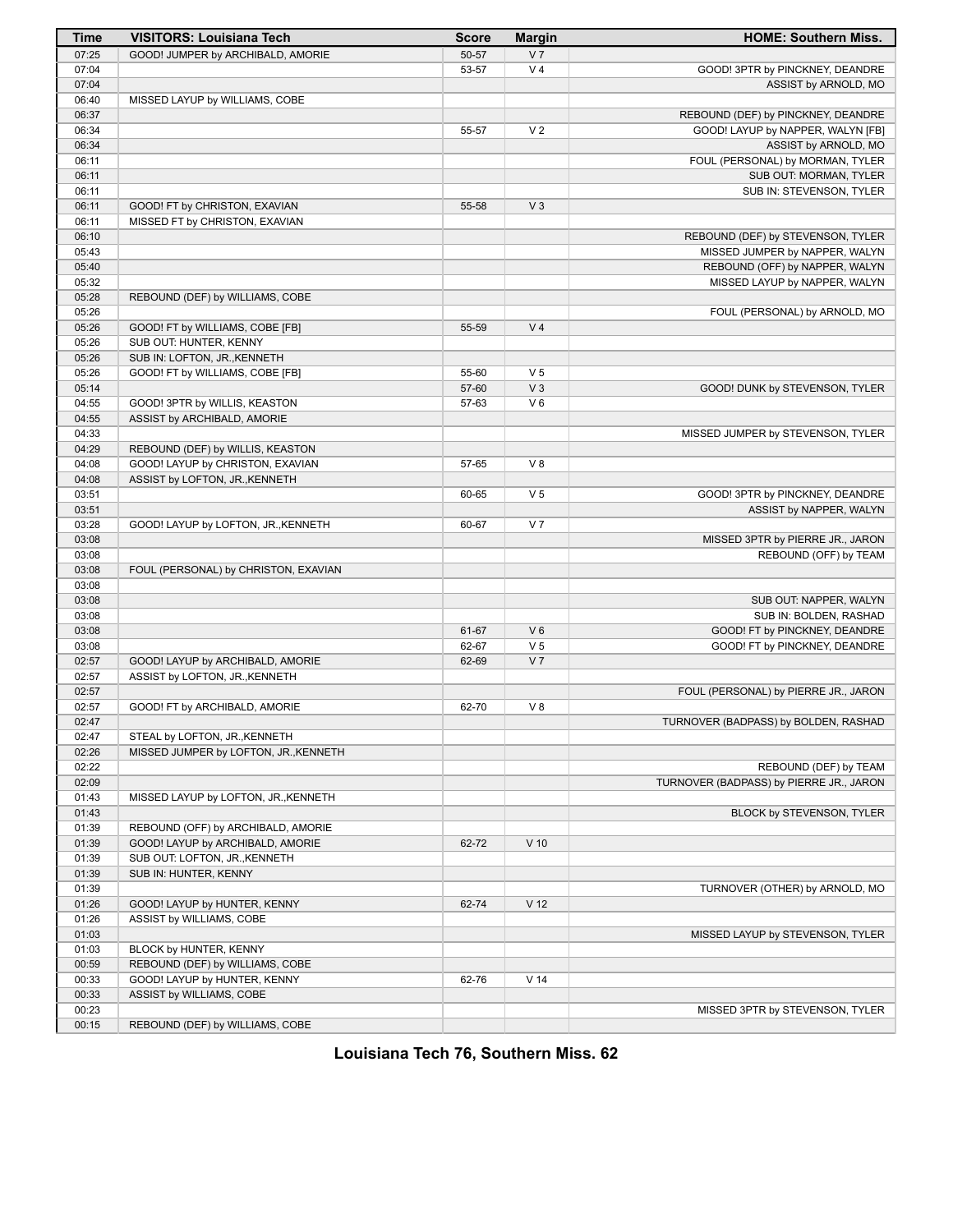| Time | VISITORS: Louisiana Tech | Score | Margin | HOME: Southern Miss. |
|---|---|---|---|---|
| 07:25 | GOOD! JUMPER by ARCHIBALD, AMORIE | 50-57 | V 7 | |
| 07:04 | | 53-57 | V 4 | GOOD! 3PTR by PINCKNEY, DEANDRE |
| 07:04 | | | | ASSIST by ARNOLD, MO |
| 06:40 | MISSED LAYUP by WILLIAMS, COBE | | | |
| 06:37 | | | | REBOUND (DEF) by PINCKNEY, DEANDRE |
| 06:34 | | 55-57 | V 2 | GOOD! LAYUP by NAPPER, WALYN [FB] |
| 06:34 | | | | ASSIST by ARNOLD, MO |
| 06:11 | | | | FOUL (PERSONAL) by MORMAN, TYLER |
| 06:11 | | | | SUB OUT: MORMAN, TYLER |
| 06:11 | | | | SUB IN: STEVENSON, TYLER |
| 06:11 | GOOD! FT by CHRISTON, EXAVIAN | 55-58 | V 3 | |
| 06:11 | MISSED FT by CHRISTON, EXAVIAN | | | |
| 06:10 | | | | REBOUND (DEF) by STEVENSON, TYLER |
| 05:43 | | | | MISSED JUMPER by NAPPER, WALYN |
| 05:40 | | | | REBOUND (OFF) by NAPPER, WALYN |
| 05:32 | | | | MISSED LAYUP by NAPPER, WALYN |
| 05:28 | REBOUND (DEF) by WILLIAMS, COBE | | | |
| 05:26 | | | | FOUL (PERSONAL) by ARNOLD, MO |
| 05:26 | GOOD! FT by WILLIAMS, COBE [FB] | 55-59 | V 4 | |
| 05:26 | SUB OUT: HUNTER, KENNY | | | |
| 05:26 | SUB IN: LOFTON, JR.,KENNETH | | | |
| 05:26 | GOOD! FT by WILLIAMS, COBE [FB] | 55-60 | V 5 | |
| 05:14 | | 57-60 | V 3 | GOOD! DUNK by STEVENSON, TYLER |
| 04:55 | GOOD! 3PTR by WILLIS, KEASTON | 57-63 | V 6 | |
| 04:55 | ASSIST by ARCHIBALD, AMORIE | | | |
| 04:33 | | | | MISSED JUMPER by STEVENSON, TYLER |
| 04:29 | REBOUND (DEF) by WILLIS, KEASTON | | | |
| 04:08 | GOOD! LAYUP by CHRISTON, EXAVIAN | 57-65 | V 8 | |
| 04:08 | ASSIST by LOFTON, JR.,KENNETH | | | |
| 03:51 | | 60-65 | V 5 | GOOD! 3PTR by PINCKNEY, DEANDRE |
| 03:51 | | | | ASSIST by NAPPER, WALYN |
| 03:28 | GOOD! LAYUP by LOFTON, JR.,KENNETH | 60-67 | V 7 | |
| 03:08 | | | | MISSED 3PTR by PIERRE JR., JARON |
| 03:08 | | | | REBOUND (OFF) by TEAM |
| 03:08 | FOUL (PERSONAL) by CHRISTON, EXAVIAN | | | |
| 03:08 | | | | |
| 03:08 | | | | SUB OUT: NAPPER, WALYN |
| 03:08 | | | | SUB IN: BOLDEN, RASHAD |
| 03:08 | | 61-67 | V 6 | GOOD! FT by PINCKNEY, DEANDRE |
| 03:08 | | 62-67 | V 5 | GOOD! FT by PINCKNEY, DEANDRE |
| 02:57 | GOOD! LAYUP by ARCHIBALD, AMORIE | 62-69 | V 7 | |
| 02:57 | ASSIST by LOFTON, JR.,KENNETH | | | |
| 02:57 | | | | FOUL (PERSONAL) by PIERRE JR., JARON |
| 02:57 | GOOD! FT by ARCHIBALD, AMORIE | 62-70 | V 8 | |
| 02:47 | | | | TURNOVER (BADPASS) by BOLDEN, RASHAD |
| 02:47 | STEAL by LOFTON, JR.,KENNETH | | | |
| 02:26 | MISSED JUMPER by LOFTON, JR.,KENNETH | | | |
| 02:22 | | | | REBOUND (DEF) by TEAM |
| 02:09 | | | | TURNOVER (BADPASS) by PIERRE JR., JARON |
| 01:43 | MISSED LAYUP by LOFTON, JR.,KENNETH | | | |
| 01:43 | | | | BLOCK by STEVENSON, TYLER |
| 01:39 | REBOUND (OFF) by ARCHIBALD, AMORIE | | | |
| 01:39 | GOOD! LAYUP by ARCHIBALD, AMORIE | 62-72 | V 10 | |
| 01:39 | SUB OUT: LOFTON, JR.,KENNETH | | | |
| 01:39 | SUB IN: HUNTER, KENNY | | | |
| 01:39 | | | | TURNOVER (OTHER) by ARNOLD, MO |
| 01:26 | GOOD! LAYUP by HUNTER, KENNY | 62-74 | V 12 | |
| 01:26 | ASSIST by WILLIAMS, COBE | | | |
| 01:03 | | | | MISSED LAYUP by STEVENSON, TYLER |
| 01:03 | BLOCK by HUNTER, KENNY | | | |
| 00:59 | REBOUND (DEF) by WILLIAMS, COBE | | | |
| 00:33 | GOOD! LAYUP by HUNTER, KENNY | 62-76 | V 14 | |
| 00:33 | ASSIST by WILLIAMS, COBE | | | |
| 00:23 | | | | MISSED 3PTR by STEVENSON, TYLER |
| 00:15 | REBOUND (DEF) by WILLIAMS, COBE | | | |

**Louisiana Tech 76, Southern Miss. 62**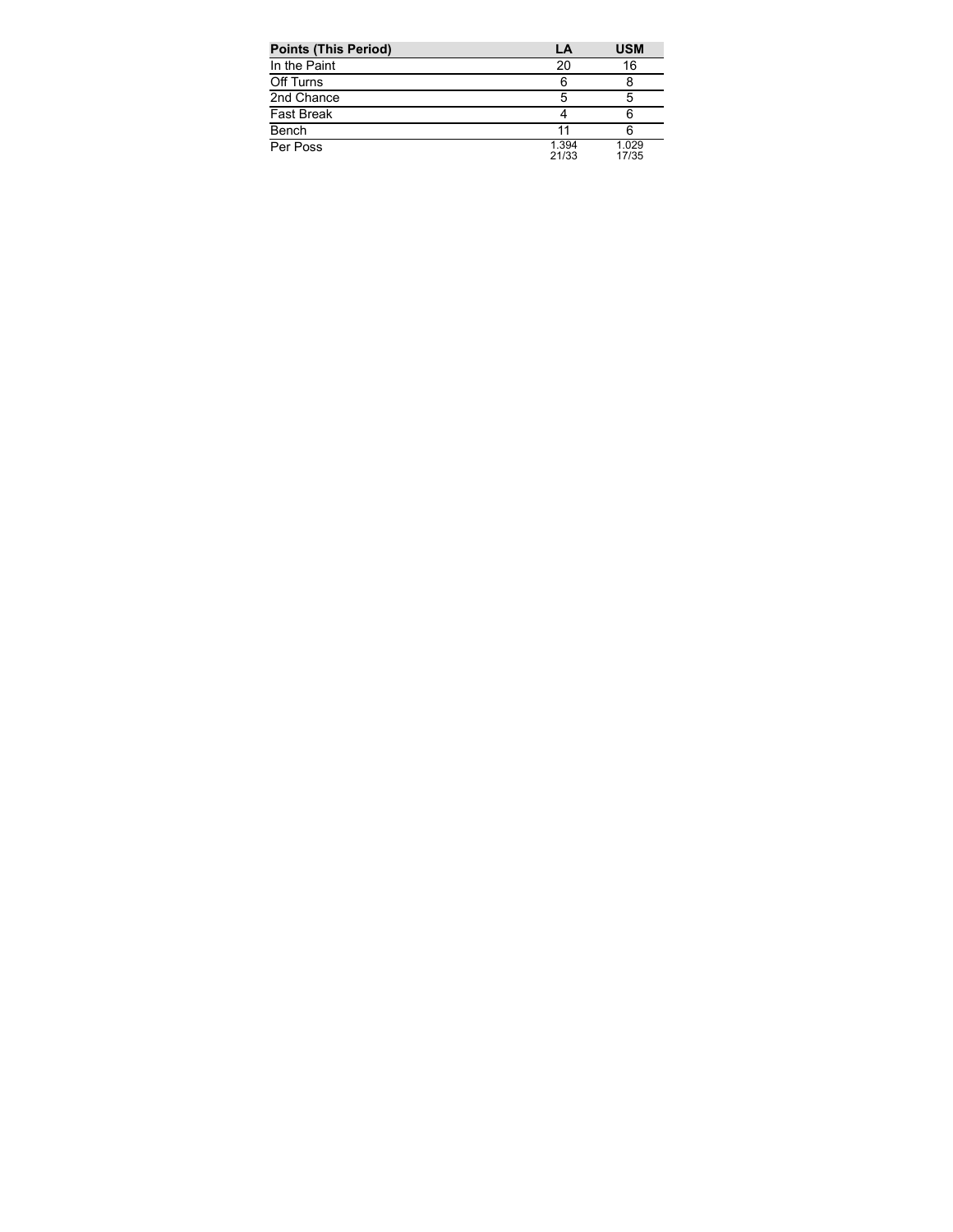| Points (This Period) | LA | USM |
|---|---|---|
| In the Paint | 20 | 16 |
| Off Turns | 6 | 8 |
| 2nd Chance | 5 | 5 |
| Fast Break | 4 | 6 |
| Bench | 11 | 6 |
| Per Poss | 1.394 21/33 | 1.029 17/35 |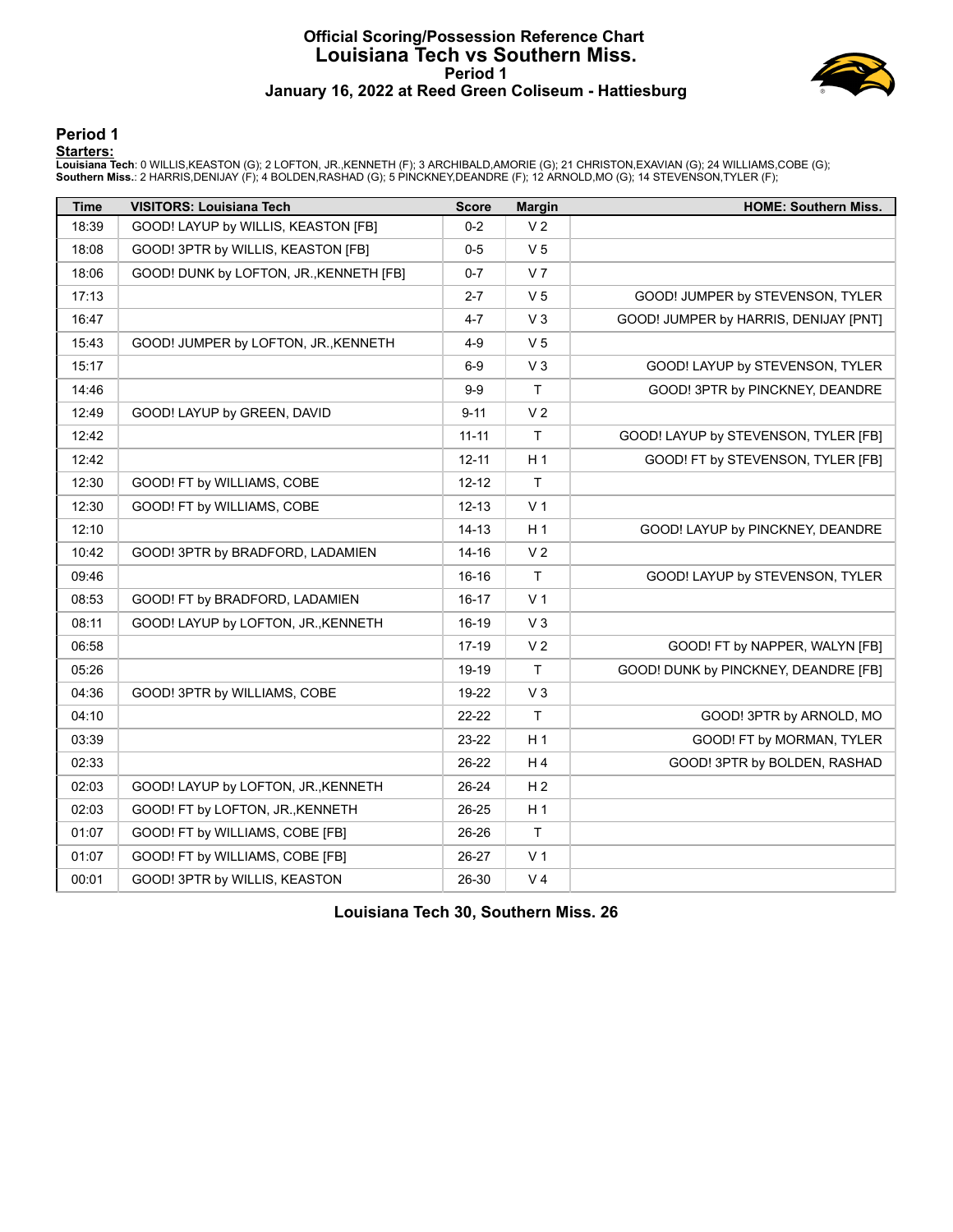# Official Scoring/Possession Reference Chart
# Louisiana Tech vs Southern Miss.
## Period 1
## January 16, 2022 at Reed Green Coliseum - Hattiesburg

### Period 1

**Starters:**

**Louisiana Tech**: 0 WILLIS,KEASTON (G); 2 LOFTON, JR.,KENNETH (F); 3 ARCHIBALD,AMORIE (G); 21 CHRISTON,EXAVIAN (G); 24 WILLIAMS,COBE (G);
**Southern Miss.**: 2 HARRIS,DENIJAY (F); 4 BOLDEN,RASHAD (G); 5 PINCKNEY,DEANDRE (F); 12 ARNOLD,MO (G); 14 STEVENSON,TYLER (F);

| Time | VISITORS: Louisiana Tech | Score | Margin | HOME: Southern Miss. |
|---|---|---|---|---|
| 18:39 | GOOD! LAYUP by WILLIS, KEASTON [FB] | 0-2 | V 2 | |
| 18:08 | GOOD! 3PTR by WILLIS, KEASTON [FB] | 0-5 | V 5 | |
| 18:06 | GOOD! DUNK by LOFTON, JR.,KENNETH [FB] | 0-7 | V 7 | |
| 17:13 | | 2-7 | V 5 | GOOD! JUMPER by STEVENSON, TYLER |
| 16:47 | | 4-7 | V 3 | GOOD! JUMPER by HARRIS, DENIJAY [PNT] |
| 15:43 | GOOD! JUMPER by LOFTON, JR.,KENNETH | 4-9 | V 5 | |
| 15:17 | | 6-9 | V 3 | GOOD! LAYUP by STEVENSON, TYLER |
| 14:46 | | 9-9 | T | GOOD! 3PTR by PINCKNEY, DEANDRE |
| 12:49 | GOOD! LAYUP by GREEN, DAVID | 9-11 | V 2 | |
| 12:42 | | 11-11 | T | GOOD! LAYUP by STEVENSON, TYLER [FB] |
| 12:42 | | 12-11 | H 1 | GOOD! FT by STEVENSON, TYLER [FB] |
| 12:30 | GOOD! FT by WILLIAMS, COBE | 12-12 | T | |
| 12:30 | GOOD! FT by WILLIAMS, COBE | 12-13 | V 1 | |
| 12:10 | | 14-13 | H 1 | GOOD! LAYUP by PINCKNEY, DEANDRE |
| 10:42 | GOOD! 3PTR by BRADFORD, LADAMIEN | 14-16 | V 2 | |
| 09:46 | | 16-16 | T | GOOD! LAYUP by STEVENSON, TYLER |
| 08:53 | GOOD! FT by BRADFORD, LADAMIEN | 16-17 | V 1 | |
| 08:11 | GOOD! LAYUP by LOFTON, JR.,KENNETH | 16-19 | V 3 | |
| 06:58 | | 17-19 | V 2 | GOOD! FT by NAPPER, WALYN [FB] |
| 05:26 | | 19-19 | T | GOOD! DUNK by PINCKNEY, DEANDRE [FB] |
| 04:36 | GOOD! 3PTR by WILLIAMS, COBE | 19-22 | V 3 | |
| 04:10 | | 22-22 | T | GOOD! 3PTR by ARNOLD, MO |
| 03:39 | | 23-22 | H 1 | GOOD! FT by MORMAN, TYLER |
| 02:33 | | 26-22 | H 4 | GOOD! 3PTR by BOLDEN, RASHAD |
| 02:03 | GOOD! LAYUP by LOFTON, JR.,KENNETH | 26-24 | H 2 | |
| 02:03 | GOOD! FT by LOFTON, JR.,KENNETH | 26-25 | H 1 | |
| 01:07 | GOOD! FT by WILLIAMS, COBE [FB] | 26-26 | T | |
| 01:07 | GOOD! FT by WILLIAMS, COBE [FB] | 26-27 | V 1 | |
| 00:01 | GOOD! 3PTR by WILLIS, KEASTON | 26-30 | V 4 | |

**Louisiana Tech 30, Southern Miss. 26**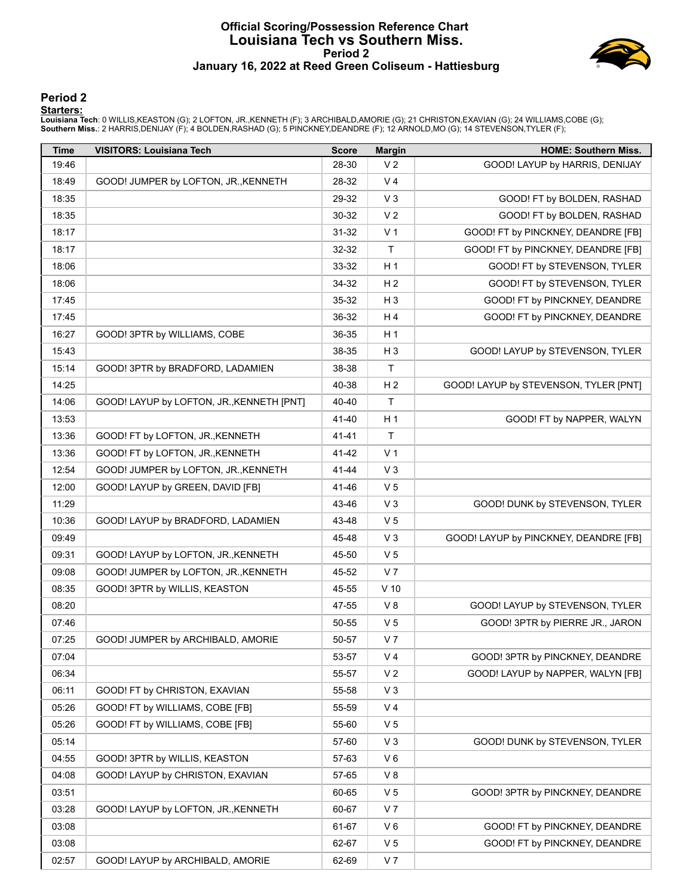# Official Scoring/Possession Reference Chart
## Louisiana Tech vs Southern Miss.
### Period 2
### January 16, 2022 at Reed Green Coliseum - Hattiesburg

## Period 2

**Starters:**

**Louisiana Tech**: 0 WILLIS,KEASTON (G); 2 LOFTON, JR.,KENNETH (F); 3 ARCHIBALD,AMORIE (G); 21 CHRISTON,EXAVIAN (G); 24 WILLIAMS,COBE (G);
**Southern Miss.**: 2 HARRIS,DENIJAY (F); 4 BOLDEN,RASHAD (G); 5 PINCKNEY,DEANDRE (F); 12 ARNOLD,MO (G); 14 STEVENSON,TYLER (F);

| Time | VISITORS: Louisiana Tech | Score | Margin | HOME: Southern Miss. |
|---|---|---|---|---|
| 19:46 | | 28-30 | V 2 | GOOD! LAYUP by HARRIS, DENIJAY |
| 18:49 | GOOD! JUMPER by LOFTON, JR.,KENNETH | 28-32 | V 4 | |
| 18:35 | | 29-32 | V 3 | GOOD! FT by BOLDEN, RASHAD |
| 18:35 | | 30-32 | V 2 | GOOD! FT by BOLDEN, RASHAD |
| 18:17 | | 31-32 | V 1 | GOOD! FT by PINCKNEY, DEANDRE [FB] |
| 18:17 | | 32-32 | T | GOOD! FT by PINCKNEY, DEANDRE [FB] |
| 18:06 | | 33-32 | H 1 | GOOD! FT by STEVENSON, TYLER |
| 18:06 | | 34-32 | H 2 | GOOD! FT by STEVENSON, TYLER |
| 17:45 | | 35-32 | H 3 | GOOD! FT by PINCKNEY, DEANDRE |
| 17:45 | | 36-32 | H 4 | GOOD! FT by PINCKNEY, DEANDRE |
| 16:27 | GOOD! 3PTR by WILLIAMS, COBE | 36-35 | H 1 | |
| 15:43 | | 38-35 | H 3 | GOOD! LAYUP by STEVENSON, TYLER |
| 15:14 | GOOD! 3PTR by BRADFORD, LADAMIEN | 38-38 | T | |
| 14:25 | | 40-38 | H 2 | GOOD! LAYUP by STEVENSON, TYLER [PNT] |
| 14:06 | GOOD! LAYUP by LOFTON, JR.,KENNETH [PNT] | 40-40 | T | |
| 13:53 | | 41-40 | H 1 | GOOD! FT by NAPPER, WALYN |
| 13:36 | GOOD! FT by LOFTON, JR.,KENNETH | 41-41 | T | |
| 13:36 | GOOD! FT by LOFTON, JR.,KENNETH | 41-42 | V 1 | |
| 12:54 | GOOD! JUMPER by LOFTON, JR.,KENNETH | 41-44 | V 3 | |
| 12:00 | GOOD! LAYUP by GREEN, DAVID [FB] | 41-46 | V 5 | |
| 11:29 | | 43-46 | V 3 | GOOD! DUNK by STEVENSON, TYLER |
| 10:36 | GOOD! LAYUP by BRADFORD, LADAMIEN | 43-48 | V 5 | |
| 09:49 | | 45-48 | V 3 | GOOD! LAYUP by PINCKNEY, DEANDRE [FB] |
| 09:31 | GOOD! LAYUP by LOFTON, JR.,KENNETH | 45-50 | V 5 | |
| 09:08 | GOOD! JUMPER by LOFTON, JR.,KENNETH | 45-52 | V 7 | |
| 08:35 | GOOD! 3PTR by WILLIS, KEASTON | 45-55 | V 10 | |
| 08:20 | | 47-55 | V 8 | GOOD! LAYUP by STEVENSON, TYLER |
| 07:46 | | 50-55 | V 5 | GOOD! 3PTR by PIERRE JR., JARON |
| 07:25 | GOOD! JUMPER by ARCHIBALD, AMORIE | 50-57 | V 7 | |
| 07:04 | | 53-57 | V 4 | GOOD! 3PTR by PINCKNEY, DEANDRE |
| 06:34 | | 55-57 | V 2 | GOOD! LAYUP by NAPPER, WALYN [FB] |
| 06:11 | GOOD! FT by CHRISTON, EXAVIAN | 55-58 | V 3 | |
| 05:26 | GOOD! FT by WILLIAMS, COBE [FB] | 55-59 | V 4 | |
| 05:26 | GOOD! FT by WILLIAMS, COBE [FB] | 55-60 | V 5 | |
| 05:14 | | 57-60 | V 3 | GOOD! DUNK by STEVENSON, TYLER |
| 04:55 | GOOD! 3PTR by WILLIS, KEASTON | 57-63 | V 6 | |
| 04:08 | GOOD! LAYUP by CHRISTON, EXAVIAN | 57-65 | V 8 | |
| 03:51 | | 60-65 | V 5 | GOOD! 3PTR by PINCKNEY, DEANDRE |
| 03:28 | GOOD! LAYUP by LOFTON, JR.,KENNETH | 60-67 | V 7 | |
| 03:08 | | 61-67 | V 6 | GOOD! FT by PINCKNEY, DEANDRE |
| 03:08 | | 62-67 | V 5 | GOOD! FT by PINCKNEY, DEANDRE |
| 02:57 | GOOD! LAYUP by ARCHIBALD, AMORIE | 62-69 | V 7 | |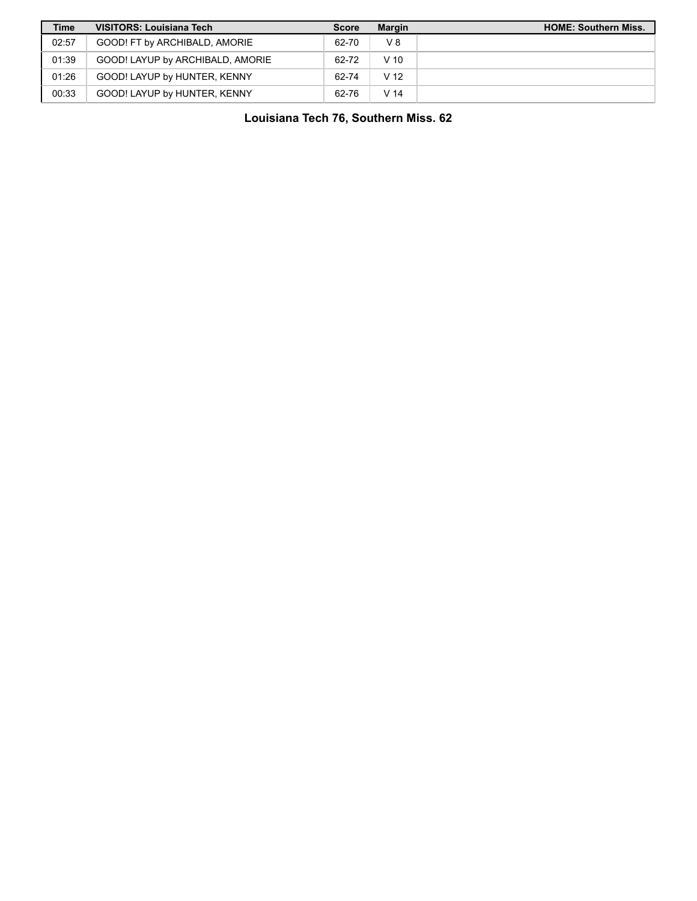| Time | VISITORS: Louisiana Tech | Score | Margin | HOME: Southern Miss. |
|---|---|---|---|---|
| 02:57 | GOOD! FT by ARCHIBALD, AMORIE | 62-70 | V 8 | |
| 01:39 | GOOD! LAYUP by ARCHIBALD, AMORIE | 62-72 | V 10 | |
| 01:26 | GOOD! LAYUP by HUNTER, KENNY | 62-74 | V 12 | |
| 00:33 | GOOD! LAYUP by HUNTER, KENNY | 62-76 | V 14 | |

**Louisiana Tech 76, Southern Miss. 62**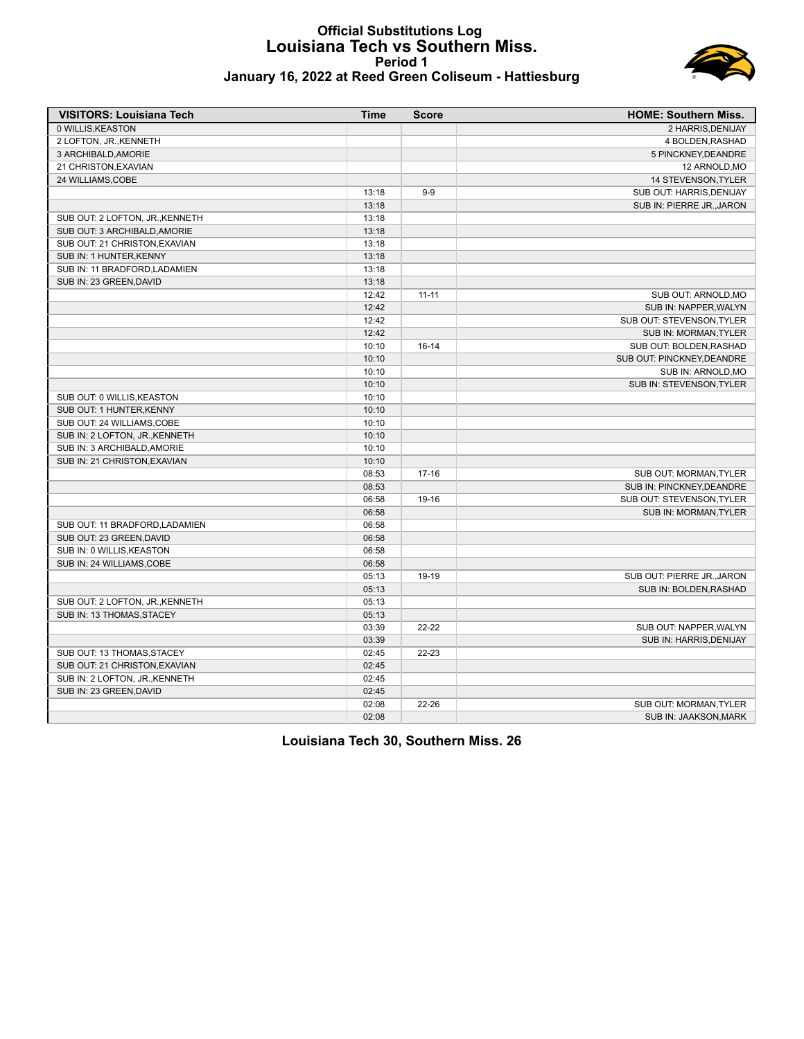# Official Substitutions Log
## Louisiana Tech vs Southern Miss.
### Period 1
### January 16, 2022 at Reed Green Coliseum - Hattiesburg

| VISITORS: Louisiana Tech | Time | Score | HOME: Southern Miss. |
|---|---|---|---|
| 0 WILLIS,KEASTON | | | 2 HARRIS,DENIJAY |
| 2 LOFTON, JR.,KENNETH | | | 4 BOLDEN,RASHAD |
| 3 ARCHIBALD,AMORIE | | | 5 PINCKNEY,DEANDRE |
| 21 CHRISTON,EXAVIAN | | | 12 ARNOLD,MO |
| 24 WILLIAMS,COBE | | | 14 STEVENSON,TYLER |
| | 13:18 | 9-9 | SUB OUT: HARRIS,DENIJAY |
| | 13:18 | | SUB IN: PIERRE JR.,JARON |
| SUB OUT: 2 LOFTON, JR.,KENNETH | 13:18 | | |
| SUB OUT: 3 ARCHIBALD,AMORIE | 13:18 | | |
| SUB OUT: 21 CHRISTON,EXAVIAN | 13:18 | | |
| SUB IN: 1 HUNTER,KENNY | 13:18 | | |
| SUB IN: 11 BRADFORD,LADAMIEN | 13:18 | | |
| SUB IN: 23 GREEN,DAVID | 13:18 | | |
| | 12:42 | 11-11 | SUB OUT: ARNOLD,MO |
| | 12:42 | | SUB IN: NAPPER,WALYN |
| | 12:42 | | SUB OUT: STEVENSON,TYLER |
| | 12:42 | | SUB IN: MORMAN,TYLER |
| | 10:10 | 16-14 | SUB OUT: BOLDEN,RASHAD |
| | 10:10 | | SUB OUT: PINCKNEY,DEANDRE |
| | 10:10 | | SUB IN: ARNOLD,MO |
| | 10:10 | | SUB IN: STEVENSON,TYLER |
| SUB OUT: 0 WILLIS,KEASTON | 10:10 | | |
| SUB OUT: 1 HUNTER,KENNY | 10:10 | | |
| SUB OUT: 24 WILLIAMS,COBE | 10:10 | | |
| SUB IN: 2 LOFTON, JR.,KENNETH | 10:10 | | |
| SUB IN: 3 ARCHIBALD,AMORIE | 10:10 | | |
| SUB IN: 21 CHRISTON,EXAVIAN | 10:10 | | |
| | 08:53 | 17-16 | SUB OUT: MORMAN,TYLER |
| | 08:53 | | SUB IN: PINCKNEY,DEANDRE |
| | 06:58 | 19-16 | SUB OUT: STEVENSON,TYLER |
| | 06:58 | | SUB IN: MORMAN,TYLER |
| SUB OUT: 11 BRADFORD,LADAMIEN | 06:58 | | |
| SUB OUT: 23 GREEN,DAVID | 06:58 | | |
| SUB IN: 0 WILLIS,KEASTON | 06:58 | | |
| SUB IN: 24 WILLIAMS,COBE | 06:58 | | |
| | 05:13 | 19-19 | SUB OUT: PIERRE JR.,JARON |
| | 05:13 | | SUB IN: BOLDEN,RASHAD |
| SUB OUT: 2 LOFTON, JR.,KENNETH | 05:13 | | |
| SUB IN: 13 THOMAS,STACEY | 05:13 | | |
| | 03:39 | 22-22 | SUB OUT: NAPPER,WALYN |
| | 03:39 | | SUB IN: HARRIS,DENIJAY |
| SUB OUT: 13 THOMAS,STACEY | 02:45 | 22-23 | |
| SUB OUT: 21 CHRISTON,EXAVIAN | 02:45 | | |
| SUB IN: 2 LOFTON, JR.,KENNETH | 02:45 | | |
| SUB IN: 23 GREEN,DAVID | 02:45 | | |
| | 02:08 | 22-26 | SUB OUT: MORMAN,TYLER |
| | 02:08 | | SUB IN: JAAKSON,MARK |

**Louisiana Tech 30, Southern Miss. 26**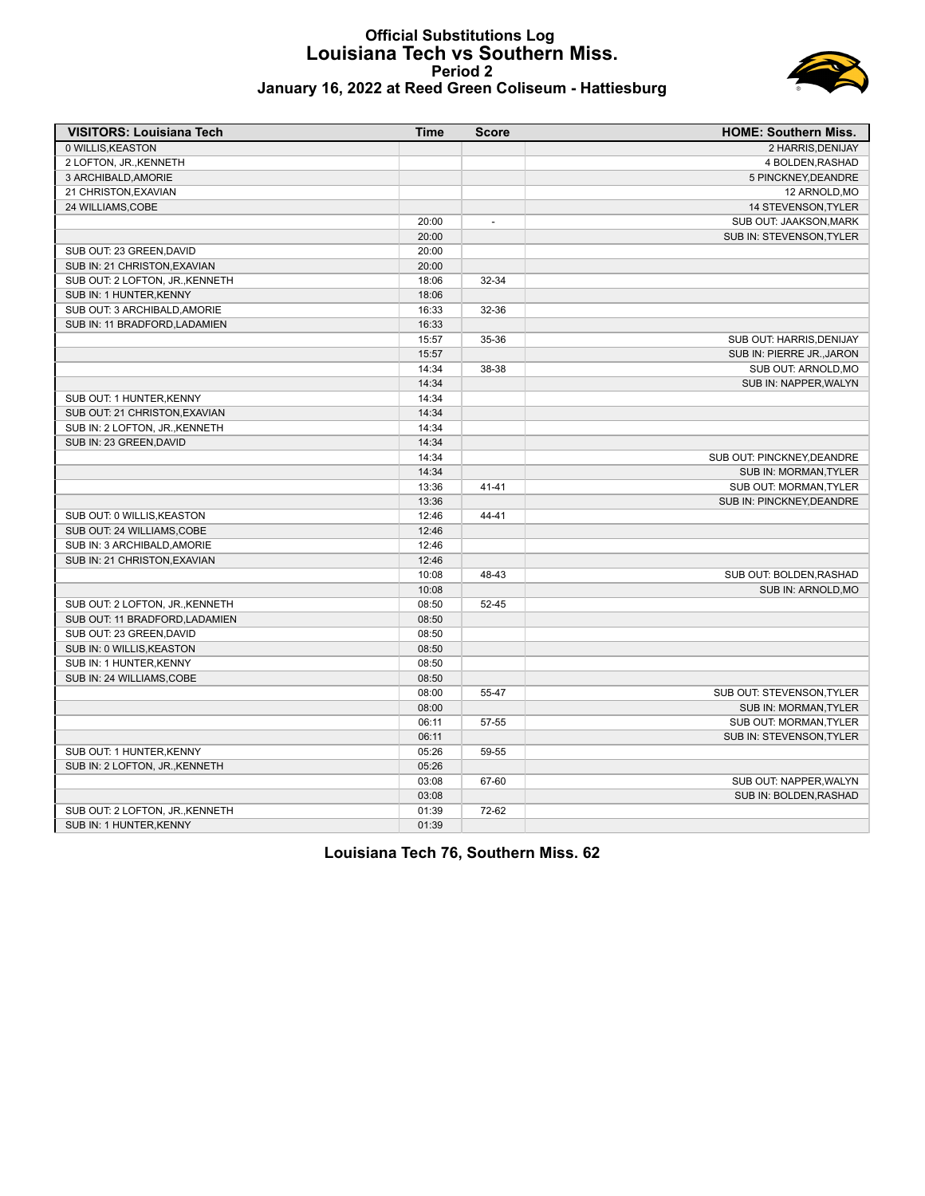# Official Substitutions Log
## Louisiana Tech vs Southern Miss.
### Period 2
### January 16, 2022 at Reed Green Coliseum - Hattiesburg

| VISITORS: Louisiana Tech | Time | Score | HOME: Southern Miss. |
|---|---|---|---|
| 0 WILLIS,KEASTON | | | 2 HARRIS,DENIJAY |
| 2 LOFTON, JR.,KENNETH | | | 4 BOLDEN,RASHAD |
| 3 ARCHIBALD,AMORIE | | | 5 PINCKNEY,DEANDRE |
| 21 CHRISTON,EXAVIAN | | | 12 ARNOLD,MO |
| 24 WILLIAMS,COBE | | | 14 STEVENSON,TYLER |
| | 20:00 | - | SUB OUT: JAAKSON,MARK |
| | 20:00 | | SUB IN: STEVENSON,TYLER |
| SUB OUT: 23 GREEN,DAVID | 20:00 | | |
| SUB IN: 21 CHRISTON,EXAVIAN | 20:00 | | |
| SUB OUT: 2 LOFTON, JR.,KENNETH | 18:06 | 32-34 | |
| SUB IN: 1 HUNTER,KENNY | 18:06 | | |
| SUB OUT: 3 ARCHIBALD,AMORIE | 16:33 | 32-36 | |
| SUB IN: 11 BRADFORD,LADAMIEN | 16:33 | | |
| | 15:57 | 35-36 | SUB OUT: HARRIS,DENIJAY |
| | 15:57 | | SUB IN: PIERRE JR.,JARON |
| | 14:34 | 38-38 | SUB OUT: ARNOLD,MO |
| | 14:34 | | SUB IN: NAPPER,WALYN |
| SUB OUT: 1 HUNTER,KENNY | 14:34 | | |
| SUB OUT: 21 CHRISTON,EXAVIAN | 14:34 | | |
| SUB IN: 2 LOFTON, JR.,KENNETH | 14:34 | | |
| SUB IN: 23 GREEN,DAVID | 14:34 | | |
| | 14:34 | | SUB OUT: PINCKNEY,DEANDRE |
| | 14:34 | | SUB IN: MORMAN,TYLER |
| | 13:36 | 41-41 | SUB OUT: MORMAN,TYLER |
| | 13:36 | | SUB IN: PINCKNEY,DEANDRE |
| SUB OUT: 0 WILLIS,KEASTON | 12:46 | 44-41 | |
| SUB OUT: 24 WILLIAMS,COBE | 12:46 | | |
| SUB IN: 3 ARCHIBALD,AMORIE | 12:46 | | |
| SUB IN: 21 CHRISTON,EXAVIAN | 12:46 | | |
| | 10:08 | 48-43 | SUB OUT: BOLDEN,RASHAD |
| | 10:08 | | SUB IN: ARNOLD,MO |
| SUB OUT: 2 LOFTON, JR.,KENNETH | 08:50 | 52-45 | |
| SUB OUT: 11 BRADFORD,LADAMIEN | 08:50 | | |
| SUB OUT: 23 GREEN,DAVID | 08:50 | | |
| SUB IN: 0 WILLIS,KEASTON | 08:50 | | |
| SUB IN: 1 HUNTER,KENNY | 08:50 | | |
| SUB IN: 24 WILLIAMS,COBE | 08:50 | | |
| | 08:00 | 55-47 | SUB OUT: STEVENSON,TYLER |
| | 08:00 | | SUB IN: MORMAN,TYLER |
| | 06:11 | 57-55 | SUB OUT: MORMAN,TYLER |
| | 06:11 | | SUB IN: STEVENSON,TYLER |
| SUB OUT: 1 HUNTER,KENNY | 05:26 | 59-55 | |
| SUB IN: 2 LOFTON, JR.,KENNETH | 05:26 | | |
| | 03:08 | 67-60 | SUB OUT: NAPPER,WALYN |
| | 03:08 | | SUB IN: BOLDEN,RASHAD |
| SUB OUT: 2 LOFTON, JR.,KENNETH | 01:39 | 72-62 | |
| SUB IN: 1 HUNTER,KENNY | 01:39 | | |

**Louisiana Tech 76, Southern Miss. 62**